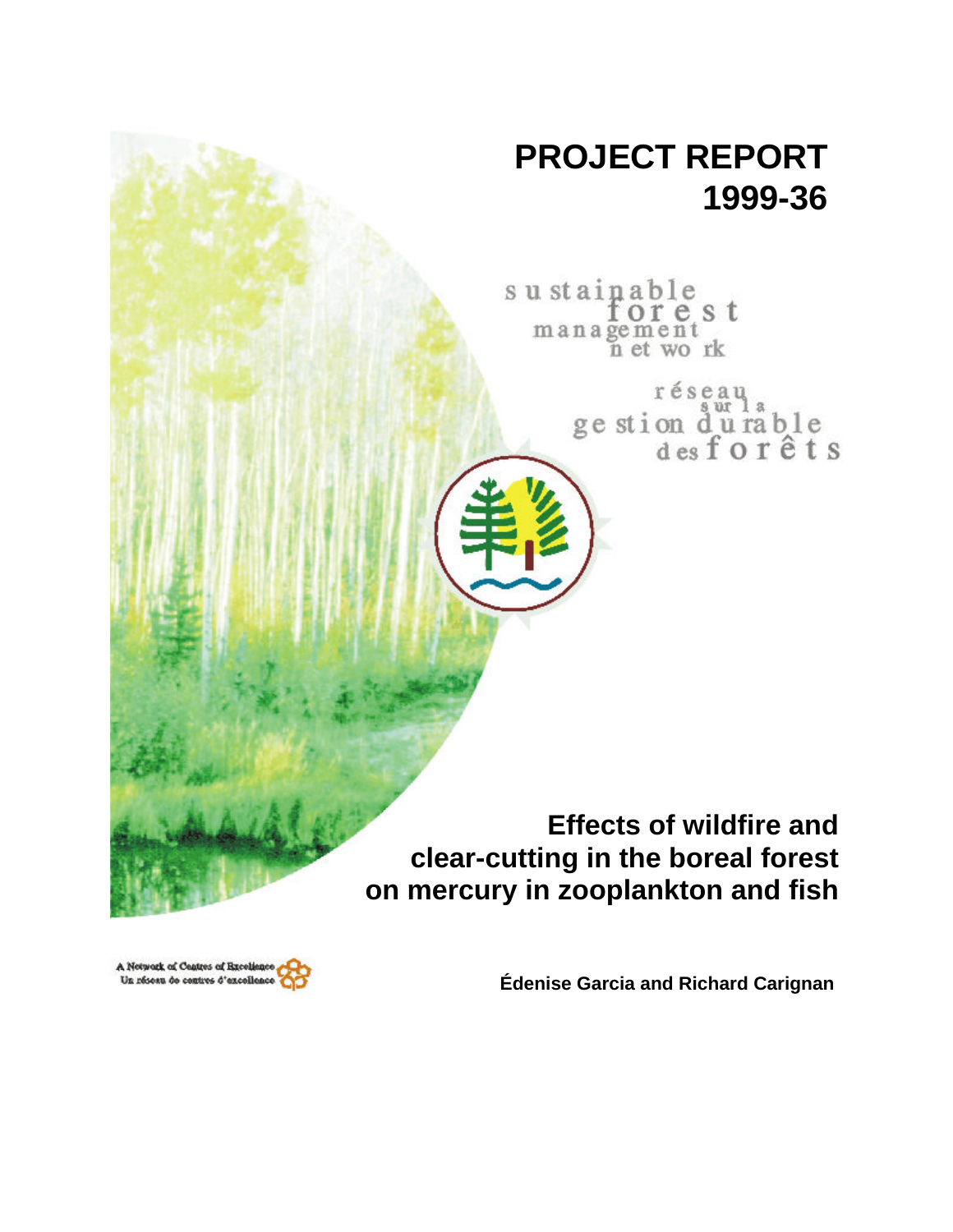# PROJECT REPORT 1999-36

sustainable forest management network

réseau sur la gestion durable des forêts

## Effects of wildfire and clear-cutting in the boreal forest on mercury in zooplankton and fish

A Network of Centres of Excellence
Un réseau de centres d'excellence

**Édenise Garcia and Richard Carignan**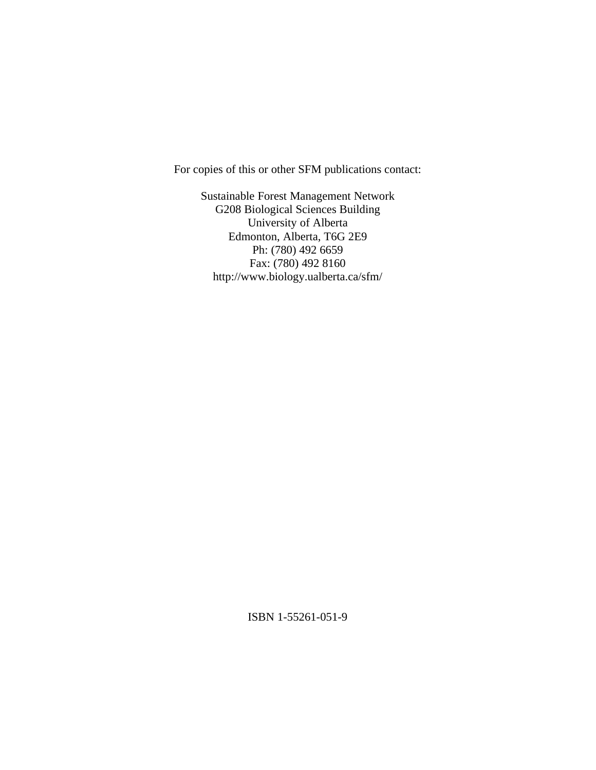For copies of this or other SFM publications contact:

Sustainable Forest Management Network
G208 Biological Sciences Building
University of Alberta
Edmonton, Alberta, T6G 2E9
Ph: (780) 492 6659
Fax: (780) 492 8160
http://www.biology.ualberta.ca/sfm/

ISBN 1-55261-051-9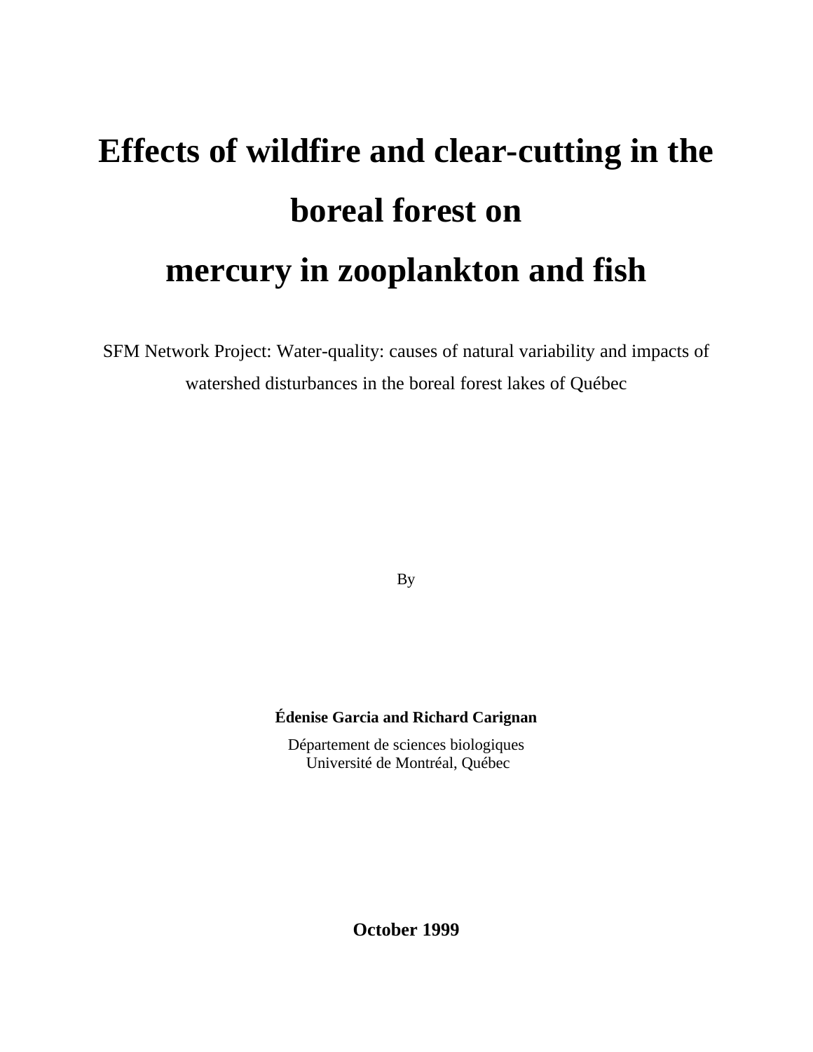# Effects of wildfire and clear-cutting in the boreal forest on mercury in zooplankton and fish

SFM Network Project: Water-quality: causes of natural variability and impacts of watershed disturbances in the boreal forest lakes of Québec

By

**Édenise Garcia and Richard Carignan**

Département de sciences biologiques
Université de Montréal, Québec

**October 1999**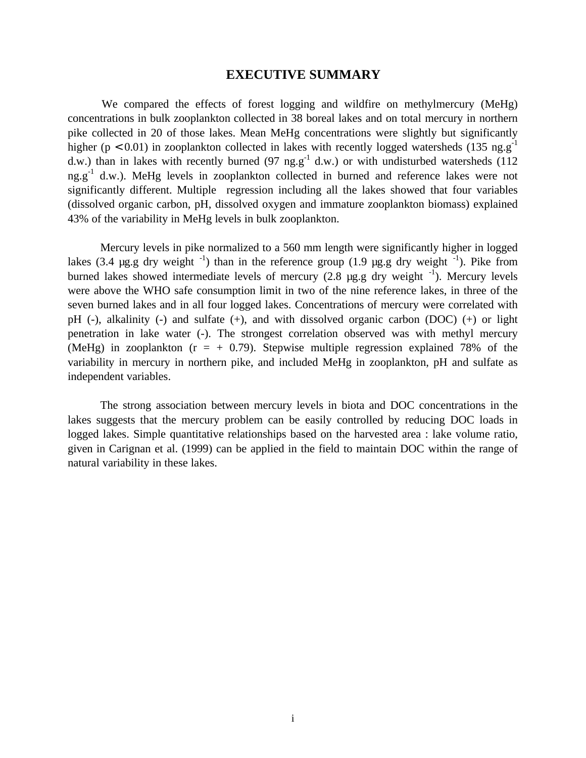# EXECUTIVE SUMMARY

We compared the effects of forest logging and wildfire on methylmercury (MeHg) concentrations in bulk zooplankton collected in 38 boreal lakes and on total mercury in northern pike collected in 20 of those lakes. Mean MeHg concentrations were slightly but significantly higher ($p < 0.01$) in zooplankton collected in lakes with recently logged watersheds (135 $ng.g^{-1}$ d.w.) than in lakes with recently burned (97 $ng.g^{-1}$ d.w.) or with undisturbed watersheds (112 $ng.g^{-1}$ d.w.). MeHg levels in zooplankton collected in burned and reference lakes were not significantly different. Multiple regression including all the lakes showed that four variables (dissolved organic carbon, pH, dissolved oxygen and immature zooplankton biomass) explained 43% of the variability in MeHg levels in bulk zooplankton.

Mercury levels in pike normalized to a 560 mm length were significantly higher in logged lakes (3.4 µg.g dry weight $^{-1}$) than in the reference group (1.9 µg.g dry weight $^{-1}$). Pike from burned lakes showed intermediate levels of mercury (2.8 µg.g dry weight $^{-1}$). Mercury levels were above the WHO safe consumption limit in two of the nine reference lakes, in three of the seven burned lakes and in all four logged lakes. Concentrations of mercury were correlated with pH (-), alkalinity (-) and sulfate (+), and with dissolved organic carbon (DOC) (+) or light penetration in lake water (-). The strongest correlation observed was with methyl mercury (MeHg) in zooplankton ($r = +0.79$). Stepwise multiple regression explained 78% of the variability in mercury in northern pike, and included MeHg in zooplankton, pH and sulfate as independent variables.

The strong association between mercury levels in biota and DOC concentrations in the lakes suggests that the mercury problem can be easily controlled by reducing DOC loads in logged lakes. Simple quantitative relationships based on the harvested area : lake volume ratio, given in Carignan et al. (1999) can be applied in the field to maintain DOC within the range of natural variability in these lakes.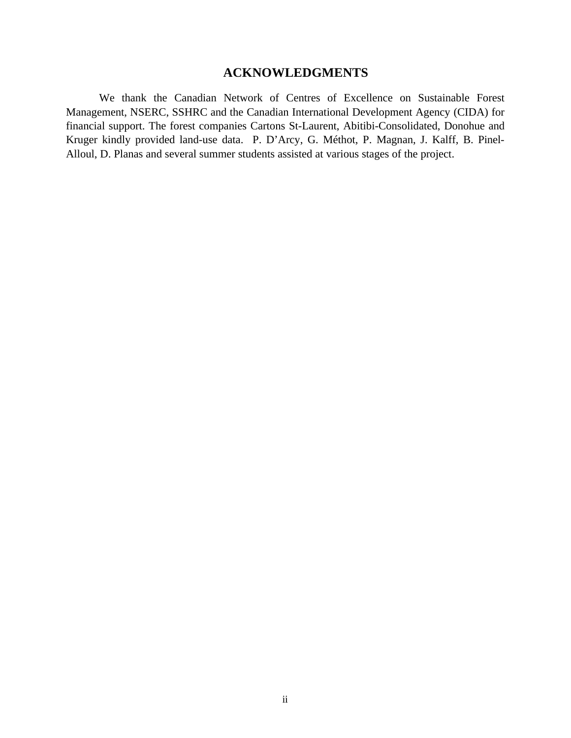# ACKNOWLEDGMENTS

We thank the Canadian Network of Centres of Excellence on Sustainable Forest Management, NSERC, SSHRC and the Canadian International Development Agency (CIDA) for financial support. The forest companies Cartons St-Laurent, Abitibi-Consolidated, Donohue and Kruger kindly provided land-use data. P. D'Arcy, G. Méthot, P. Magnan, J. Kalff, B. Pinel-Alloul, D. Planas and several summer students assisted at various stages of the project.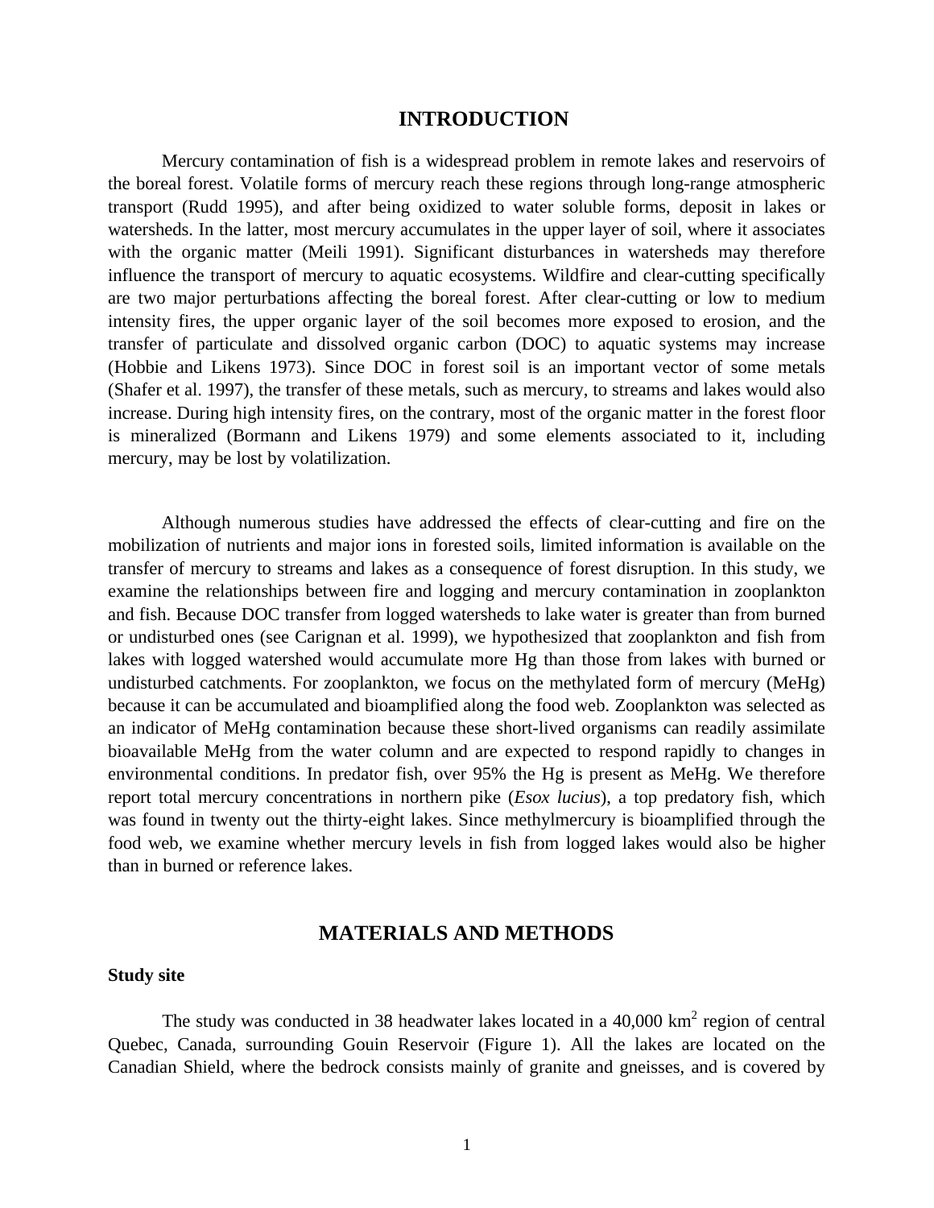# INTRODUCTION

Mercury contamination of fish is a widespread problem in remote lakes and reservoirs of the boreal forest. Volatile forms of mercury reach these regions through long-range atmospheric transport (Rudd 1995), and after being oxidized to water soluble forms, deposit in lakes or watersheds. In the latter, most mercury accumulates in the upper layer of soil, where it associates with the organic matter (Meili 1991). Significant disturbances in watersheds may therefore influence the transport of mercury to aquatic ecosystems. Wildfire and clear-cutting specifically are two major perturbations affecting the boreal forest. After clear-cutting or low to medium intensity fires, the upper organic layer of the soil becomes more exposed to erosion, and the transfer of particulate and dissolved organic carbon (DOC) to aquatic systems may increase (Hobbie and Likens 1973). Since DOC in forest soil is an important vector of some metals (Shafer et al. 1997), the transfer of these metals, such as mercury, to streams and lakes would also increase. During high intensity fires, on the contrary, most of the organic matter in the forest floor is mineralized (Bormann and Likens 1979) and some elements associated to it, including mercury, may be lost by volatilization.

Although numerous studies have addressed the effects of clear-cutting and fire on the mobilization of nutrients and major ions in forested soils, limited information is available on the transfer of mercury to streams and lakes as a consequence of forest disruption. In this study, we examine the relationships between fire and logging and mercury contamination in zooplankton and fish. Because DOC transfer from logged watersheds to lake water is greater than from burned or undisturbed ones (see Carignan et al. 1999), we hypothesized that zooplankton and fish from lakes with logged watershed would accumulate more Hg than those from lakes with burned or undisturbed catchments. For zooplankton, we focus on the methylated form of mercury (MeHg) because it can be accumulated and bioamplified along the food web. Zooplankton was selected as an indicator of MeHg contamination because these short-lived organisms can readily assimilate bioavailable MeHg from the water column and are expected to respond rapidly to changes in environmental conditions. In predator fish, over 95% the Hg is present as MeHg. We therefore report total mercury concentrations in northern pike (*Esox lucius*), a top predatory fish, which was found in twenty out the thirty-eight lakes. Since methylmercury is bioamplified through the food web, we examine whether mercury levels in fish from logged lakes would also be higher than in burned or reference lakes.

# MATERIALS AND METHODS

### Study site

The study was conducted in 38 headwater lakes located in a 40,000 $km^2$ region of central Quebec, Canada, surrounding Gouin Reservoir (Figure 1). All the lakes are located on the Canadian Shield, where the bedrock consists mainly of granite and gneisses, and is covered by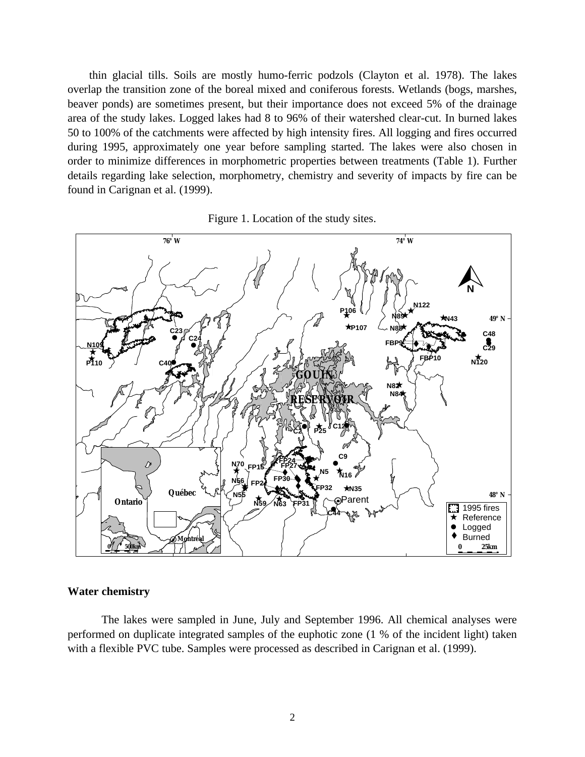thin glacial tills. Soils are mostly humo-ferric podzols (Clayton et al. 1978). The lakes overlap the transition zone of the boreal mixed and coniferous forests. Wetlands (bogs, marshes, beaver ponds) are sometimes present, but their importance does not exceed 5% of the drainage area of the study lakes. Logged lakes had 8 to 96% of their watershed clear-cut. In burned lakes 50 to 100% of the catchments were affected by high intensity fires. All logging and fires occurred during 1995, approximately one year before sampling started. The lakes were also chosen in order to minimize differences in morphometric properties between treatments (Table 1). Further details regarding lake selection, morphometry, chemistry and severity of impacts by fire can be found in Carignan et al. (1999).

Figure 1. Location of the study sites.

### Water chemistry

The lakes were sampled in June, July and September 1996. All chemical analyses were performed on duplicate integrated samples of the euphotic zone (1 % of the incident light) taken with a flexible PVC tube. Samples were processed as described in Carignan et al. (1999).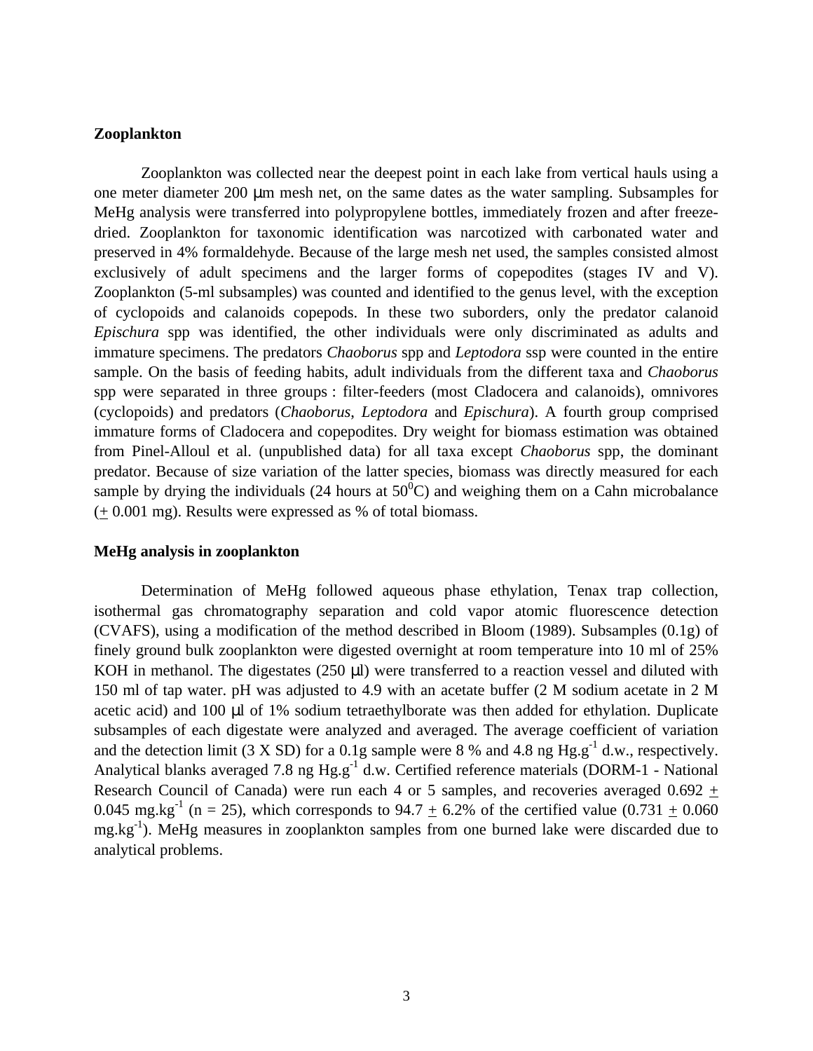## Zooplankton

Zooplankton was collected near the deepest point in each lake from vertical hauls using a one meter diameter 200 μm mesh net, on the same dates as the water sampling. Subsamples for MeHg analysis were transferred into polypropylene bottles, immediately frozen and after freeze-dried. Zooplankton for taxonomic identification was narcotized with carbonated water and preserved in 4% formaldehyde. Because of the large mesh net used, the samples consisted almost exclusively of adult specimens and the larger forms of copepodites (stages IV and V). Zooplankton (5-ml subsamples) was counted and identified to the genus level, with the exception of cyclopoids and calanoids copepods. In these two suborders, only the predator calanoid *Epischura* spp was identified, the other individuals were only discriminated as adults and immature specimens. The predators *Chaoborus* spp and *Leptodora* ssp were counted in the entire sample. On the basis of feeding habits, adult individuals from the different taxa and *Chaoborus* spp were separated in three groups : filter-feeders (most Cladocera and calanoids), omnivores (cyclopoids) and predators (*Chaoborus*, *Leptodora* and *Epischura*). A fourth group comprised immature forms of Cladocera and copepodites. Dry weight for biomass estimation was obtained from Pinel-Alloul et al. (unpublished data) for all taxa except *Chaoborus* spp, the dominant predator. Because of size variation of the latter species, biomass was directly measured for each sample by drying the individuals (24 hours at $50^0$C) and weighing them on a Cahn microbalance ($\pm$ 0.001 mg). Results were expressed as % of total biomass.

## MeHg analysis in zooplankton

Determination of MeHg followed aqueous phase ethylation, Tenax trap collection, isothermal gas chromatography separation and cold vapor atomic fluorescence detection (CVAFS), using a modification of the method described in Bloom (1989). Subsamples (0.1g) of finely ground bulk zooplankton were digested overnight at room temperature into 10 ml of 25% KOH in methanol. The digestates (250 μl) were transferred to a reaction vessel and diluted with 150 ml of tap water. pH was adjusted to 4.9 with an acetate buffer (2 M sodium acetate in 2 M acetic acid) and 100 μl of 1% sodium tetraethylborate was then added for ethylation. Duplicate subsamples of each digestate were analyzed and averaged. The average coefficient of variation and the detection limit (3 X SD) for a 0.1g sample were 8 % and 4.8 ng $Hg.g^{-1}$ d.w., respectively. Analytical blanks averaged 7.8 ng $Hg.g^{-1}$ d.w. Certified reference materials (DORM-1 - National Research Council of Canada) were run each 4 or 5 samples, and recoveries averaged 0.692 $\pm$ 0.045 $mg.kg^{-1}$ (n = 25), which corresponds to 94.7 $\pm$ 6.2% of the certified value (0.731 $\pm$ 0.060 $mg.kg^{-1}$). MeHg measures in zooplankton samples from one burned lake were discarded due to analytical problems.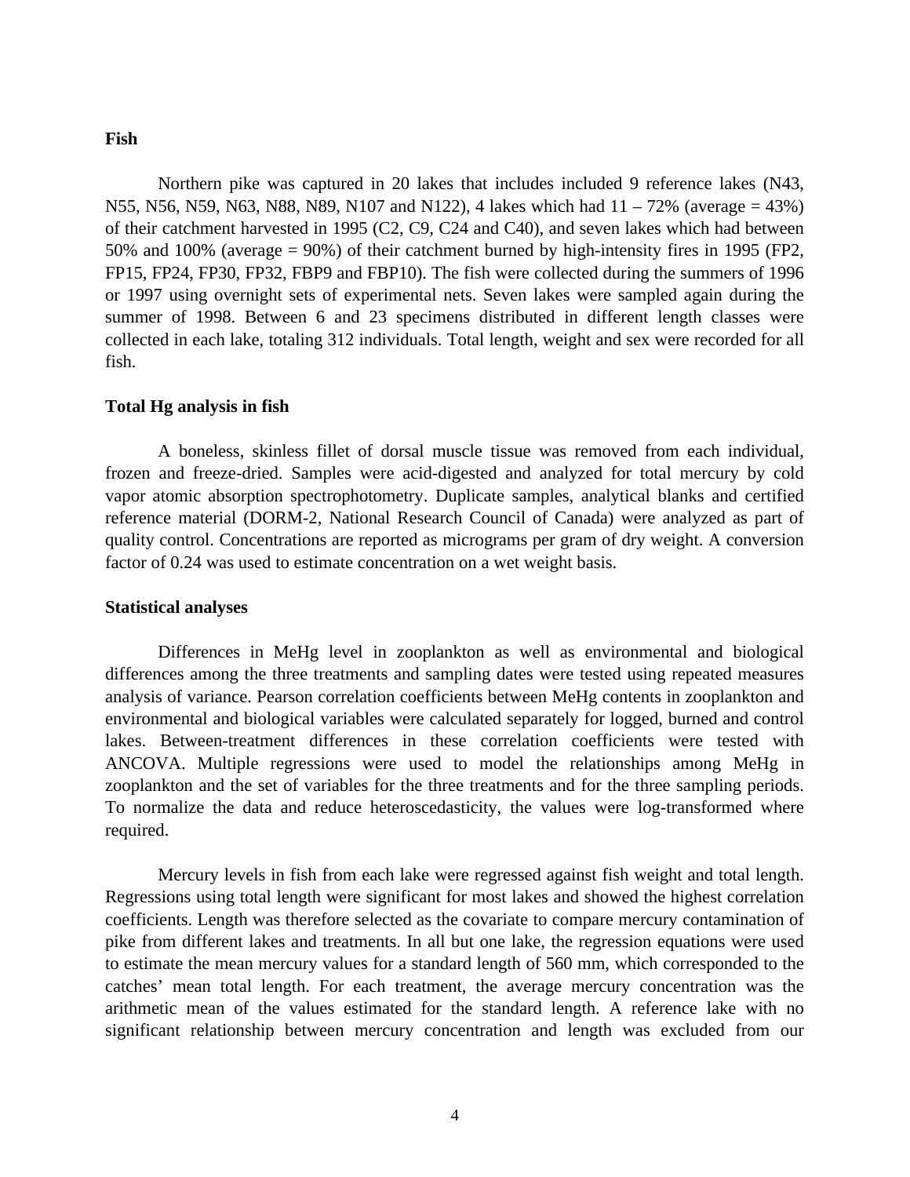**Fish**

Northern pike was captured in 20 lakes that includes included 9 reference lakes (N43, N55, N56, N59, N63, N88, N89, N107 and N122), 4 lakes which had 11 – 72% (average = 43%) of their catchment harvested in 1995 (C2, C9, C24 and C40), and seven lakes which had between 50% and 100% (average = 90%) of their catchment burned by high-intensity fires in 1995 (FP2, FP15, FP24, FP30, FP32, FBP9 and FBP10). The fish were collected during the summers of 1996 or 1997 using overnight sets of experimental nets. Seven lakes were sampled again during the summer of 1998. Between 6 and 23 specimens distributed in different length classes were collected in each lake, totaling 312 individuals. Total length, weight and sex were recorded for all fish.

**Total Hg analysis in fish**

A boneless, skinless fillet of dorsal muscle tissue was removed from each individual, frozen and freeze-dried. Samples were acid-digested and analyzed for total mercury by cold vapor atomic absorption spectrophotometry. Duplicate samples, analytical blanks and certified reference material (DORM-2, National Research Council of Canada) were analyzed as part of quality control. Concentrations are reported as micrograms per gram of dry weight. A conversion factor of 0.24 was used to estimate concentration on a wet weight basis.

**Statistical analyses**

Differences in MeHg level in zooplankton as well as environmental and biological differences among the three treatments and sampling dates were tested using repeated measures analysis of variance. Pearson correlation coefficients between MeHg contents in zooplankton and environmental and biological variables were calculated separately for logged, burned and control lakes. Between-treatment differences in these correlation coefficients were tested with ANCOVA. Multiple regressions were used to model the relationships among MeHg in zooplankton and the set of variables for the three treatments and for the three sampling periods. To normalize the data and reduce heteroscedasticity, the values were log-transformed where required.

Mercury levels in fish from each lake were regressed against fish weight and total length. Regressions using total length were significant for most lakes and showed the highest correlation coefficients. Length was therefore selected as the covariate to compare mercury contamination of pike from different lakes and treatments. In all but one lake, the regression equations were used to estimate the mean mercury values for a standard length of 560 mm, which corresponded to the catches' mean total length. For each treatment, the average mercury concentration was the arithmetic mean of the values estimated for the standard length. A reference lake with no significant relationship between mercury concentration and length was excluded from our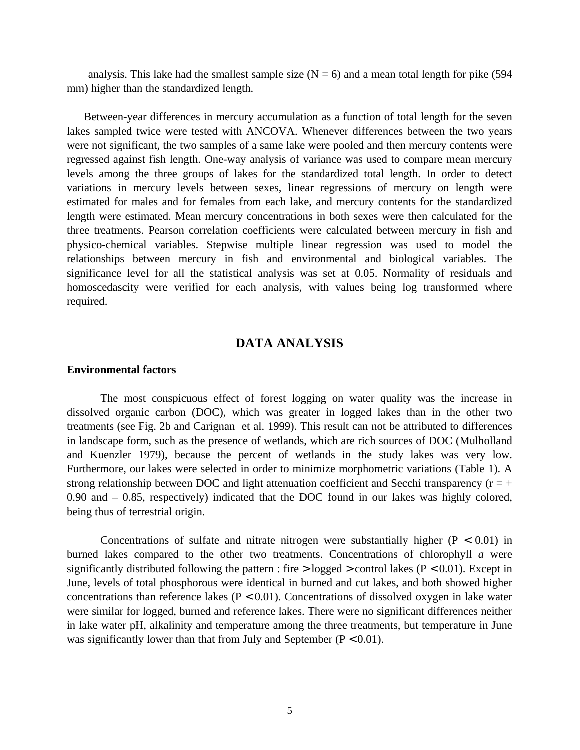analysis. This lake had the smallest sample size (N = 6) and a mean total length for pike (594 mm) higher than the standardized length.

Between-year differences in mercury accumulation as a function of total length for the seven lakes sampled twice were tested with ANCOVA. Whenever differences between the two years were not significant, the two samples of a same lake were pooled and then mercury contents were regressed against fish length. One-way analysis of variance was used to compare mean mercury levels among the three groups of lakes for the standardized total length. In order to detect variations in mercury levels between sexes, linear regressions of mercury on length were estimated for males and for females from each lake, and mercury contents for the standardized length were estimated. Mean mercury concentrations in both sexes were then calculated for the three treatments. Pearson correlation coefficients were calculated between mercury in fish and physico-chemical variables. Stepwise multiple linear regression was used to model the relationships between mercury in fish and environmental and biological variables. The significance level for all the statistical analysis was set at 0.05. Normality of residuals and homoscedascity were verified for each analysis, with values being log transformed where required.

## DATA ANALYSIS

**Environmental factors**

The most conspicuous effect of forest logging on water quality was the increase in dissolved organic carbon (DOC), which was greater in logged lakes than in the other two treatments (see Fig. 2b and Carignan et al. 1999). This result can not be attributed to differences in landscape form, such as the presence of wetlands, which are rich sources of DOC (Mulholland and Kuenzler 1979), because the percent of wetlands in the study lakes was very low. Furthermore, our lakes were selected in order to minimize morphometric variations (Table 1). A strong relationship between DOC and light attenuation coefficient and Secchi transparency ($r = +0.90$ and $-0.85$, respectively) indicated that the DOC found in our lakes was highly colored, being thus of terrestrial origin.

Concentrations of sulfate and nitrate nitrogen were substantially higher ($P < 0.01$) in burned lakes compared to the other two treatments. Concentrations of chlorophyll *a* were significantly distributed following the pattern : fire > logged > control lakes ($P < 0.01$). Except in June, levels of total phosphorous were identical in burned and cut lakes, and both showed higher concentrations than reference lakes ($P < 0.01$). Concentrations of dissolved oxygen in lake water were similar for logged, burned and reference lakes. There were no significant differences neither in lake water pH, alkalinity and temperature among the three treatments, but temperature in June was significantly lower than that from July and September ($P < 0.01$).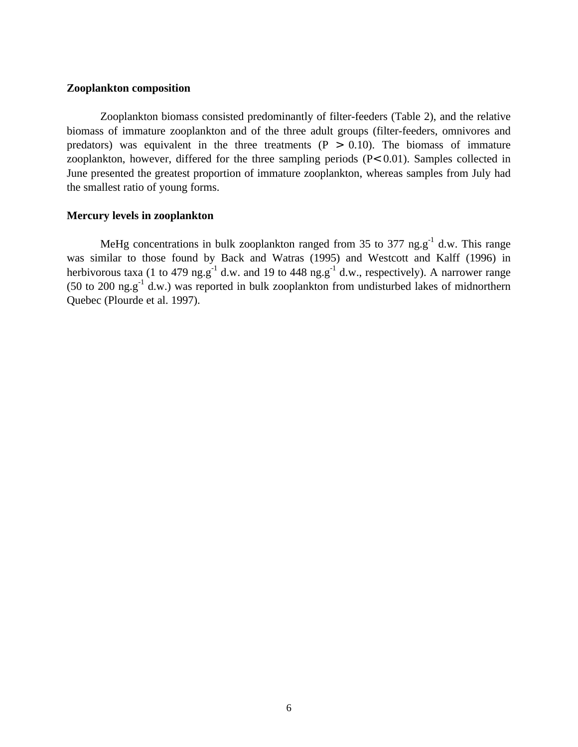**Zooplankton composition**

Zooplankton biomass consisted predominantly of filter-feeders (Table 2), and the relative biomass of immature zooplankton and of the three adult groups (filter-feeders, omnivores and predators) was equivalent in the three treatments ($P > 0.10$). The biomass of immature zooplankton, however, differed for the three sampling periods ($P < 0.01$). Samples collected in June presented the greatest proportion of immature zooplankton, whereas samples from July had the smallest ratio of young forms.

**Mercury levels in zooplankton**

MeHg concentrations in bulk zooplankton ranged from 35 to 377 $ng.g^{-1}$ d.w. This range was similar to those found by Back and Watras (1995) and Westcott and Kalff (1996) in herbivorous taxa (1 to 479 $ng.g^{-1}$ d.w. and 19 to 448 $ng.g^{-1}$ d.w., respectively). A narrower range (50 to 200 $ng.g^{-1}$ d.w.) was reported in bulk zooplankton from undisturbed lakes of midnorthern Quebec (Plourde et al. 1997).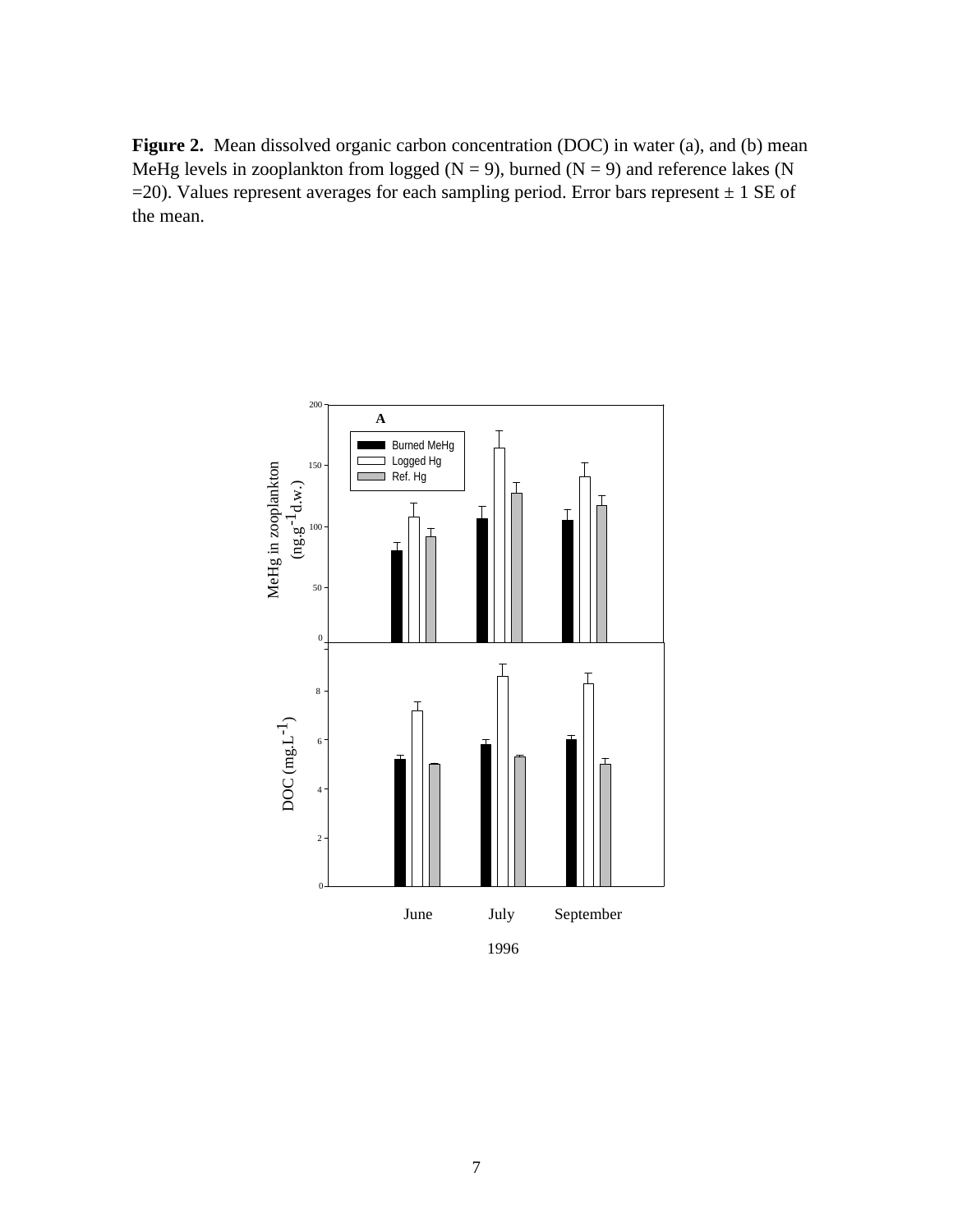**Figure 2.** Mean dissolved organic carbon concentration (DOC) in water (a), and (b) mean MeHg levels in zooplankton from logged (N = 9), burned (N = 9) and reference lakes (N =20). Values represent averages for each sampling period. Error bars represent ± 1 SE of the mean.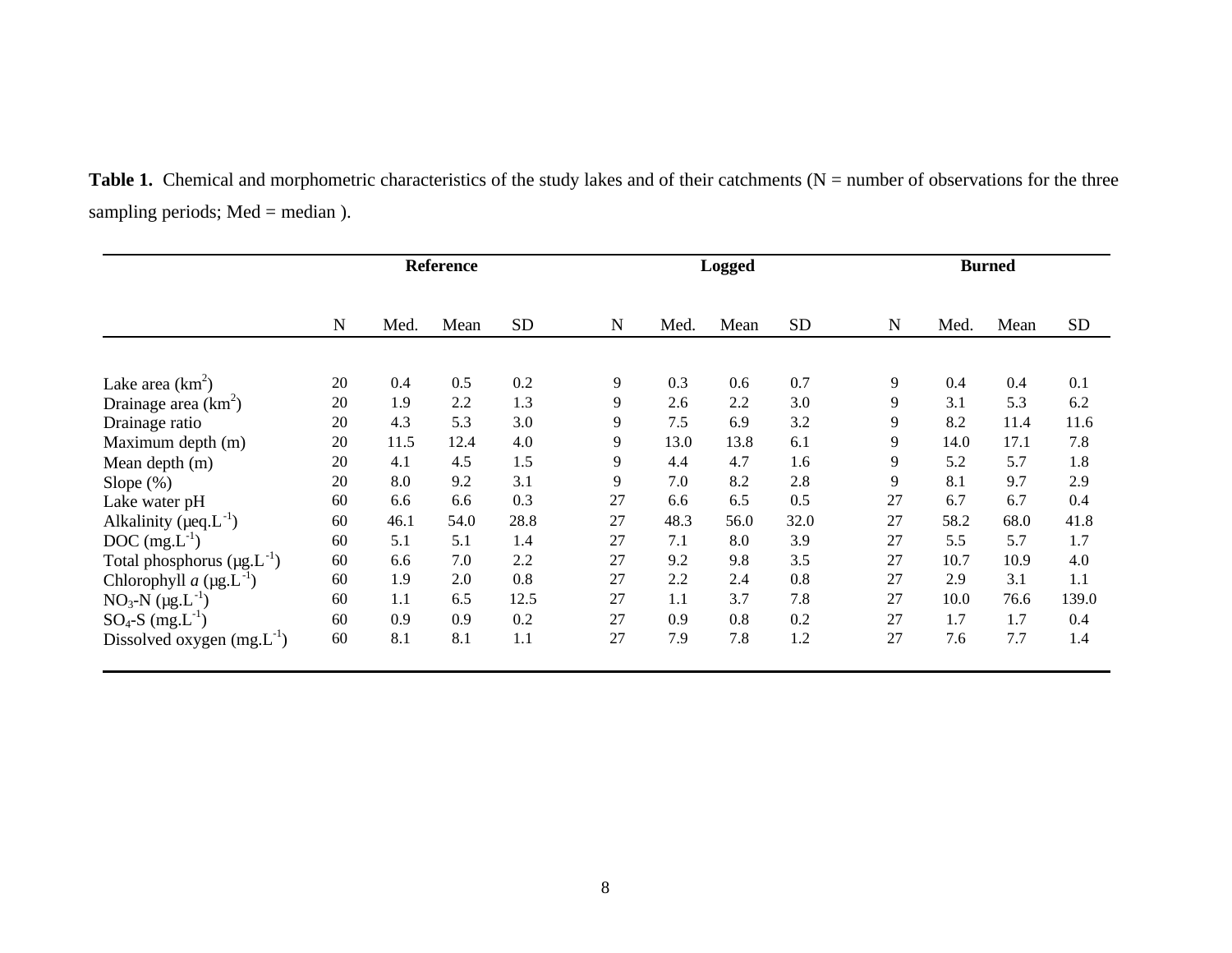**Table 1.** Chemical and morphometric characteristics of the study lakes and of their catchments (N = number of observations for the three sampling periods; Med = median ).

| | Reference | | | | Logged | | | | Burned | | | |
|---|---|---|---|---|---|---|---|---|---|---|---|---|
| | N | Med. | Mean | SD | N | Med. | Mean | SD | N | Med. | Mean | SD |
| Lake area ($km^2$) | 20 | 0.4 | 0.5 | 0.2 | 9 | 0.3 | 0.6 | 0.7 | 9 | 0.4 | 0.4 | 0.1 |
| Drainage area ($km^2$) | 20 | 1.9 | 2.2 | 1.3 | 9 | 2.6 | 2.2 | 3.0 | 9 | 3.1 | 5.3 | 6.2 |
| Drainage ratio | 20 | 4.3 | 5.3 | 3.0 | 9 | 7.5 | 6.9 | 3.2 | 9 | 8.2 | 11.4 | 11.6 |
| Maximum depth (m) | 20 | 11.5 | 12.4 | 4.0 | 9 | 13.0 | 13.8 | 6.1 | 9 | 14.0 | 17.1 | 7.8 |
| Mean depth (m) | 20 | 4.1 | 4.5 | 1.5 | 9 | 4.4 | 4.7 | 1.6 | 9 | 5.2 | 5.7 | 1.8 |
| Slope (%) | 20 | 8.0 | 9.2 | 3.1 | 9 | 7.0 | 8.2 | 2.8 | 9 | 8.1 | 9.7 | 2.9 |
| Lake water pH | 60 | 6.6 | 6.6 | 0.3 | 27 | 6.6 | 6.5 | 0.5 | 27 | 6.7 | 6.7 | 0.4 |
| Alkalinity ($\mu eq.L^{-1}$) | 60 | 46.1 | 54.0 | 28.8 | 27 | 48.3 | 56.0 | 32.0 | 27 | 58.2 | 68.0 | 41.8 |
| DOC ($mg.L^{-1}$) | 60 | 5.1 | 5.1 | 1.4 | 27 | 7.1 | 8.0 | 3.9 | 27 | 5.5 | 5.7 | 1.7 |
| Total phosphorus ($\mu g.L^{-1}$) | 60 | 6.6 | 7.0 | 2.2 | 27 | 9.2 | 9.8 | 3.5 | 27 | 10.7 | 10.9 | 4.0 |
| Chlorophyll *a* ($\mu g.L^{-1}$) | 60 | 1.9 | 2.0 | 0.8 | 27 | 2.2 | 2.4 | 0.8 | 27 | 2.9 | 3.1 | 1.1 |
| $NO_3$-N ($\mu g.L^{-1}$) | 60 | 1.1 | 6.5 | 12.5 | 27 | 1.1 | 3.7 | 7.8 | 27 | 10.0 | 76.6 | 139.0 |
| $SO_4$-S ($mg.L^{-1}$) | 60 | 0.9 | 0.9 | 0.2 | 27 | 0.9 | 0.8 | 0.2 | 27 | 1.7 | 1.7 | 0.4 |
| Dissolved oxygen ($mg.L^{-1}$) | 60 | 8.1 | 8.1 | 1.1 | 27 | 7.9 | 7.8 | 1.2 | 27 | 7.6 | 7.7 | 1.4 |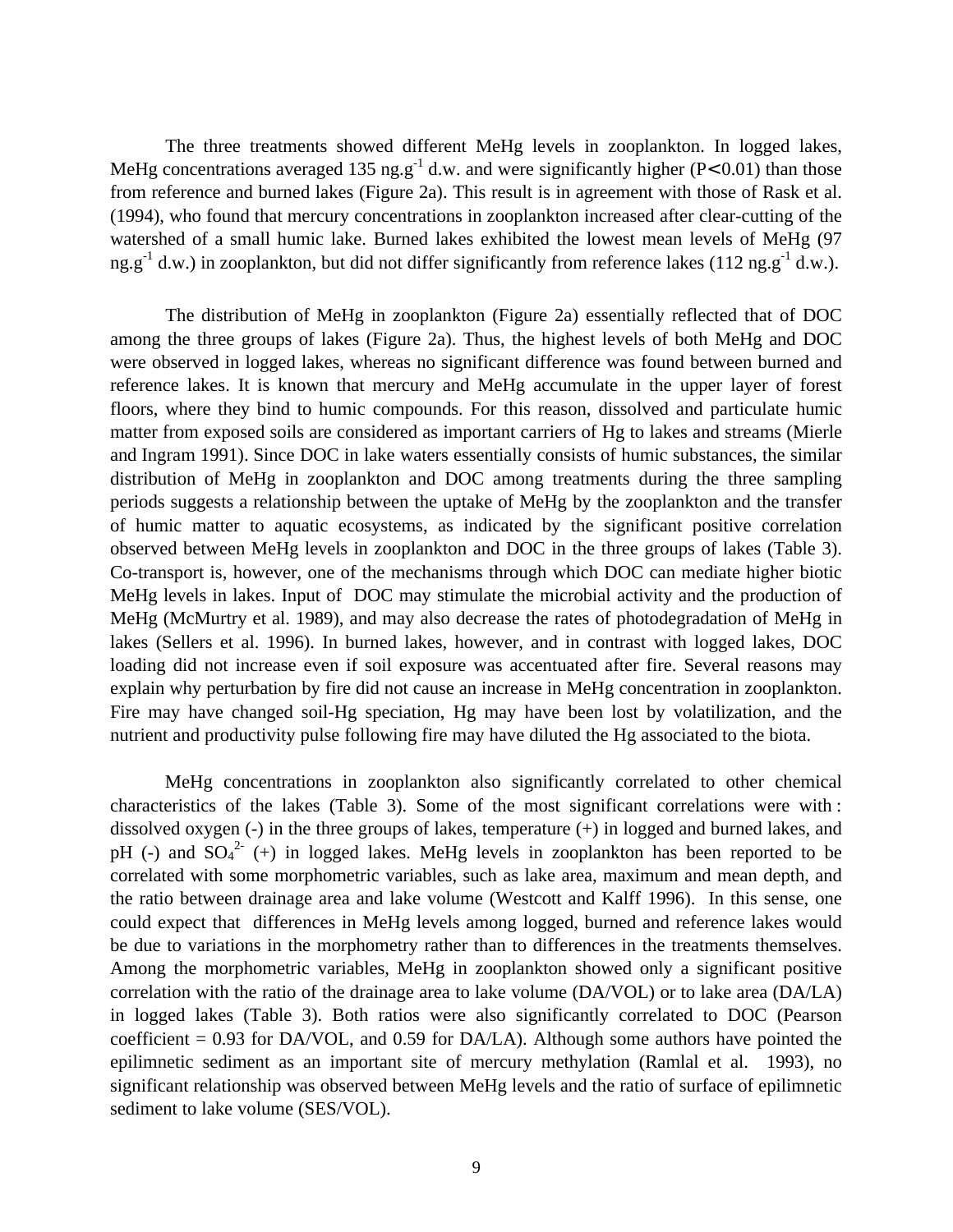The three treatments showed different MeHg levels in zooplankton. In logged lakes, MeHg concentrations averaged 135 $ng.g^{-1}$ d.w. and were significantly higher ($P < 0.01$) than those from reference and burned lakes (Figure 2a). This result is in agreement with those of Rask et al. (1994), who found that mercury concentrations in zooplankton increased after clear-cutting of the watershed of a small humic lake. Burned lakes exhibited the lowest mean levels of MeHg (97 $ng.g^{-1}$ d.w.) in zooplankton, but did not differ significantly from reference lakes (112 $ng.g^{-1}$ d.w.).

The distribution of MeHg in zooplankton (Figure 2a) essentially reflected that of DOC among the three groups of lakes (Figure 2a). Thus, the highest levels of both MeHg and DOC were observed in logged lakes, whereas no significant difference was found between burned and reference lakes. It is known that mercury and MeHg accumulate in the upper layer of forest floors, where they bind to humic compounds. For this reason, dissolved and particulate humic matter from exposed soils are considered as important carriers of Hg to lakes and streams (Mierle and Ingram 1991). Since DOC in lake waters essentially consists of humic substances, the similar distribution of MeHg in zooplankton and DOC among treatments during the three sampling periods suggests a relationship between the uptake of MeHg by the zooplankton and the transfer of humic matter to aquatic ecosystems, as indicated by the significant positive correlation observed between MeHg levels in zooplankton and DOC in the three groups of lakes (Table 3). Co-transport is, however, one of the mechanisms through which DOC can mediate higher biotic MeHg levels in lakes. Input of DOC may stimulate the microbial activity and the production of MeHg (McMurtry et al. 1989), and may also decrease the rates of photodegradation of MeHg in lakes (Sellers et al. 1996). In burned lakes, however, and in contrast with logged lakes, DOC loading did not increase even if soil exposure was accentuated after fire. Several reasons may explain why perturbation by fire did not cause an increase in MeHg concentration in zooplankton. Fire may have changed soil-Hg speciation, Hg may have been lost by volatilization, and the nutrient and productivity pulse following fire may have diluted the Hg associated to the biota.

MeHg concentrations in zooplankton also significantly correlated to other chemical characteristics of the lakes (Table 3). Some of the most significant correlations were with : dissolved oxygen (-) in the three groups of lakes, temperature (+) in logged and burned lakes, and pH (-) and $SO_4^{2-}$ (+) in logged lakes. MeHg levels in zooplankton has been reported to be correlated with some morphometric variables, such as lake area, maximum and mean depth, and the ratio between drainage area and lake volume (Westcott and Kalff 1996). In this sense, one could expect that differences in MeHg levels among logged, burned and reference lakes would be due to variations in the morphometry rather than to differences in the treatments themselves. Among the morphometric variables, MeHg in zooplankton showed only a significant positive correlation with the ratio of the drainage area to lake volume (DA/VOL) or to lake area (DA/LA) in logged lakes (Table 3). Both ratios were also significantly correlated to DOC (Pearson coefficient = 0.93 for DA/VOL, and 0.59 for DA/LA). Although some authors have pointed the epilimnetic sediment as an important site of mercury methylation (Ramlal et al. 1993), no significant relationship was observed between MeHg levels and the ratio of surface of epilimnetic sediment to lake volume (SES/VOL).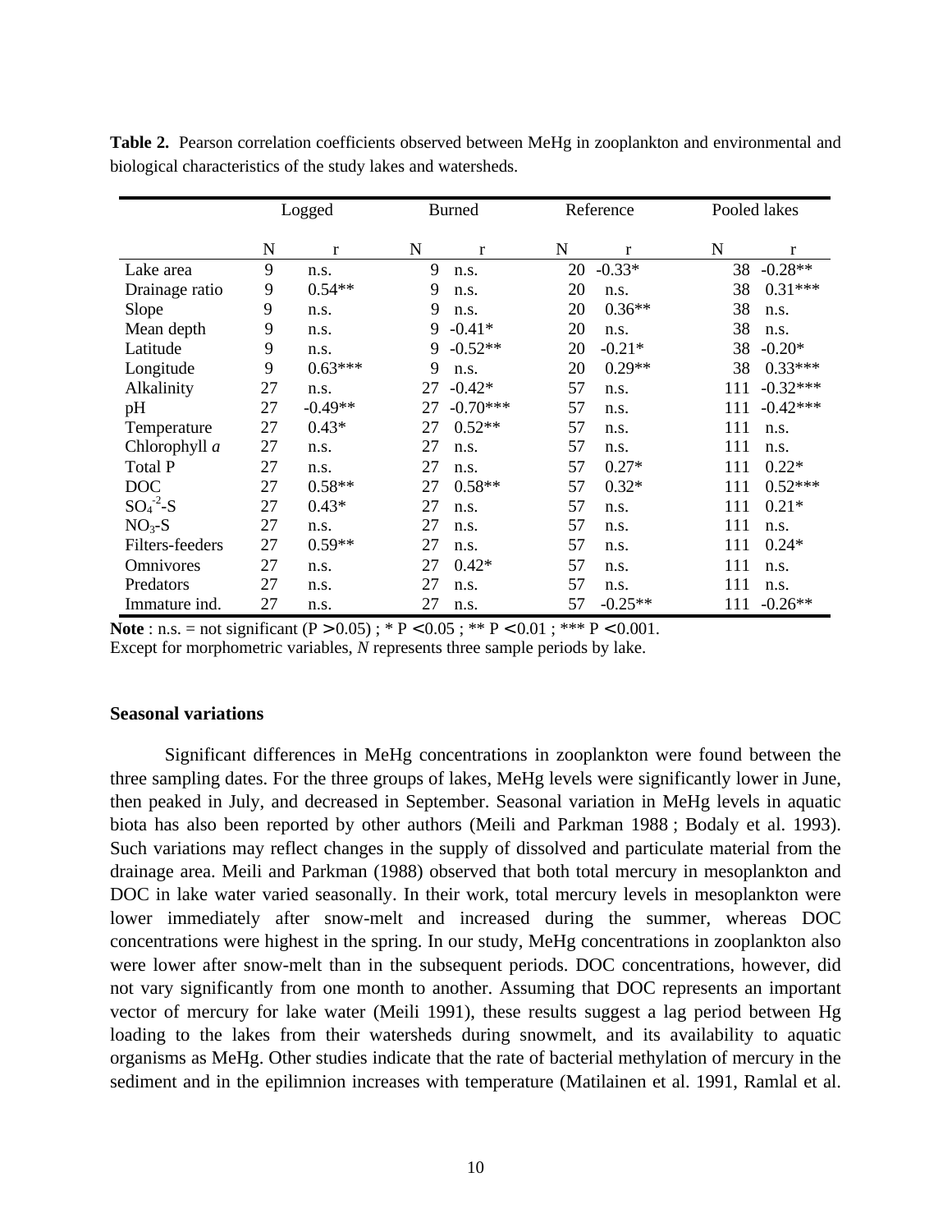**Table 2.** Pearson correlation coefficients observed between MeHg in zooplankton and environmental and biological characteristics of the study lakes and watersheds.

| | Logged | | Burned | | Reference | | Pooled lakes | |
|---|---|---|---|---|---|---|---|---|
| | N | r | N | r | N | r | N | r |
| Lake area | 9 | n.s. | 9 | n.s. | 20 | -0.33* | 38 | -0.28** |
| Drainage ratio | 9 | 0.54** | 9 | n.s. | 20 | n.s. | 38 | 0.31*** |
| Slope | 9 | n.s. | 9 | n.s. | 20 | 0.36** | 38 | n.s. |
| Mean depth | 9 | n.s. | 9 | -0.41* | 20 | n.s. | 38 | n.s. |
| Latitude | 9 | n.s. | 9 | -0.52** | 20 | -0.21* | 38 | -0.20* |
| Longitude | 9 | 0.63*** | 9 | n.s. | 20 | 0.29** | 38 | 0.33*** |
| Alkalinity | 27 | n.s. | 27 | -0.42* | 57 | n.s. | 111 | -0.32*** |
| pH | 27 | -0.49** | 27 | -0.70*** | 57 | n.s. | 111 | -0.42*** |
| Temperature | 27 | 0.43* | 27 | 0.52** | 57 | n.s. | 111 | n.s. |
| Chlorophyll *a* | 27 | n.s. | 27 | n.s. | 57 | n.s. | 111 | n.s. |
| Total P | 27 | n.s. | 27 | n.s. | 57 | 0.27* | 111 | 0.22* |
| DOC | 27 | 0.58** | 27 | 0.58** | 57 | 0.32* | 111 | 0.52*** |
| $SO_4^{-2}$-S | 27 | 0.43* | 27 | n.s. | 57 | n.s. | 111 | 0.21* |
| $NO_3$-S | 27 | n.s. | 27 | n.s. | 57 | n.s. | 111 | n.s. |
| Filters-feeders | 27 | 0.59** | 27 | n.s. | 57 | n.s. | 111 | 0.24* |
| Omnivores | 27 | n.s. | 27 | 0.42* | 57 | n.s. | 111 | n.s. |
| Predators | 27 | n.s. | 27 | n.s. | 57 | n.s. | 111 | n.s. |
| Immature ind. | 27 | n.s. | 27 | n.s. | 57 | -0.25** | 111 | -0.26** |

**Note** : n.s. = not significant ($P > 0.05$) ; * $P < 0.05$ ; ** $P < 0.01$ ; *** $P < 0.001$.
Except for morphometric variables, *N* represents three sample periods by lake.

### Seasonal variations

Significant differences in MeHg concentrations in zooplankton were found between the three sampling dates. For the three groups of lakes, MeHg levels were significantly lower in June, then peaked in July, and decreased in September. Seasonal variation in MeHg levels in aquatic biota has also been reported by other authors (Meili and Parkman 1988 ; Bodaly et al. 1993). Such variations may reflect changes in the supply of dissolved and particulate material from the drainage area. Meili and Parkman (1988) observed that both total mercury in mesoplankton and DOC in lake water varied seasonally. In their work, total mercury levels in mesoplankton were lower immediately after snow-melt and increased during the summer, whereas DOC concentrations were highest in the spring. In our study, MeHg concentrations in zooplankton also were lower after snow-melt than in the subsequent periods. DOC concentrations, however, did not vary significantly from one month to another. Assuming that DOC represents an important vector of mercury for lake water (Meili 1991), these results suggest a lag period between Hg loading to the lakes from their watersheds during snowmelt, and its availability to aquatic organisms as MeHg. Other studies indicate that the rate of bacterial methylation of mercury in the sediment and in the epilimnion increases with temperature (Matilainen et al. 1991, Ramlal et al.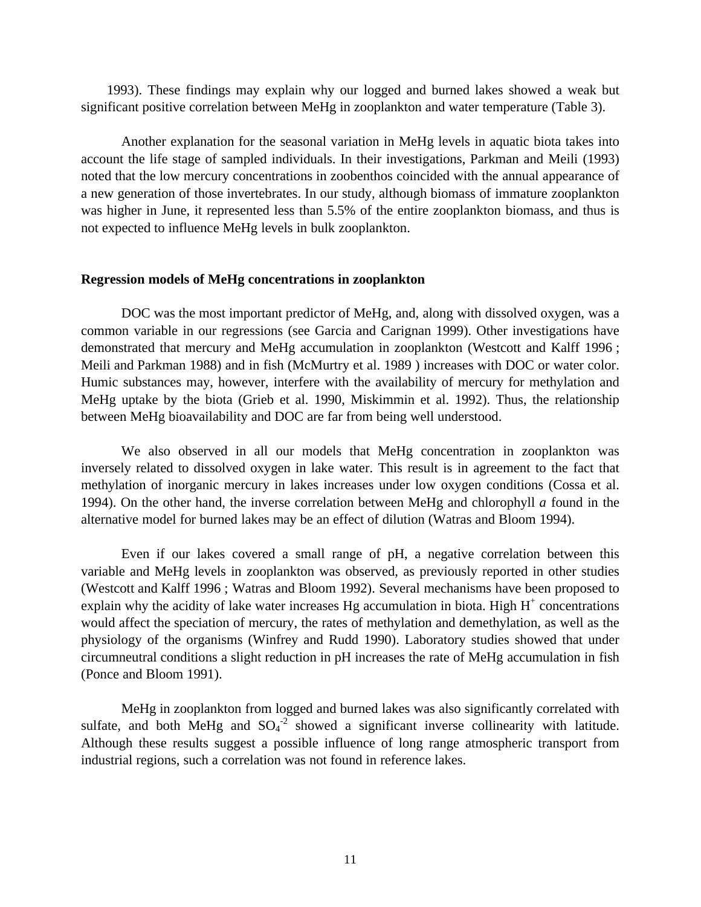1993). These findings may explain why our logged and burned lakes showed a weak but significant positive correlation between MeHg in zooplankton and water temperature (Table 3).

Another explanation for the seasonal variation in MeHg levels in aquatic biota takes into account the life stage of sampled individuals. In their investigations, Parkman and Meili (1993) noted that the low mercury concentrations in zoobenthos coincided with the annual appearance of a new generation of those invertebrates. In our study, although biomass of immature zooplankton was higher in June, it represented less than 5.5% of the entire zooplankton biomass, and thus is not expected to influence MeHg levels in bulk zooplankton.

**Regression models of MeHg concentrations in zooplankton**

DOC was the most important predictor of MeHg, and, along with dissolved oxygen, was a common variable in our regressions (see Garcia and Carignan 1999). Other investigations have demonstrated that mercury and MeHg accumulation in zooplankton (Westcott and Kalff 1996 ; Meili and Parkman 1988) and in fish (McMurtry et al. 1989 ) increases with DOC or water color. Humic substances may, however, interfere with the availability of mercury for methylation and MeHg uptake by the biota (Grieb et al. 1990, Miskimmin et al. 1992). Thus, the relationship between MeHg bioavailability and DOC are far from being well understood.

We also observed in all our models that MeHg concentration in zooplankton was inversely related to dissolved oxygen in lake water. This result is in agreement to the fact that methylation of inorganic mercury in lakes increases under low oxygen conditions (Cossa et al. 1994). On the other hand, the inverse correlation between MeHg and chlorophyll *a* found in the alternative model for burned lakes may be an effect of dilution (Watras and Bloom 1994).

Even if our lakes covered a small range of pH, a negative correlation between this variable and MeHg levels in zooplankton was observed, as previously reported in other studies (Westcott and Kalff 1996 ; Watras and Bloom 1992). Several mechanisms have been proposed to explain why the acidity of lake water increases Hg accumulation in biota. High $H^+$ concentrations would affect the speciation of mercury, the rates of methylation and demethylation, as well as the physiology of the organisms (Winfrey and Rudd 1990). Laboratory studies showed that under circumneutral conditions a slight reduction in pH increases the rate of MeHg accumulation in fish (Ponce and Bloom 1991).

MeHg in zooplankton from logged and burned lakes was also significantly correlated with sulfate, and both MeHg and $SO_4^{-2}$ showed a significant inverse collinearity with latitude. Although these results suggest a possible influence of long range atmospheric transport from industrial regions, such a correlation was not found in reference lakes.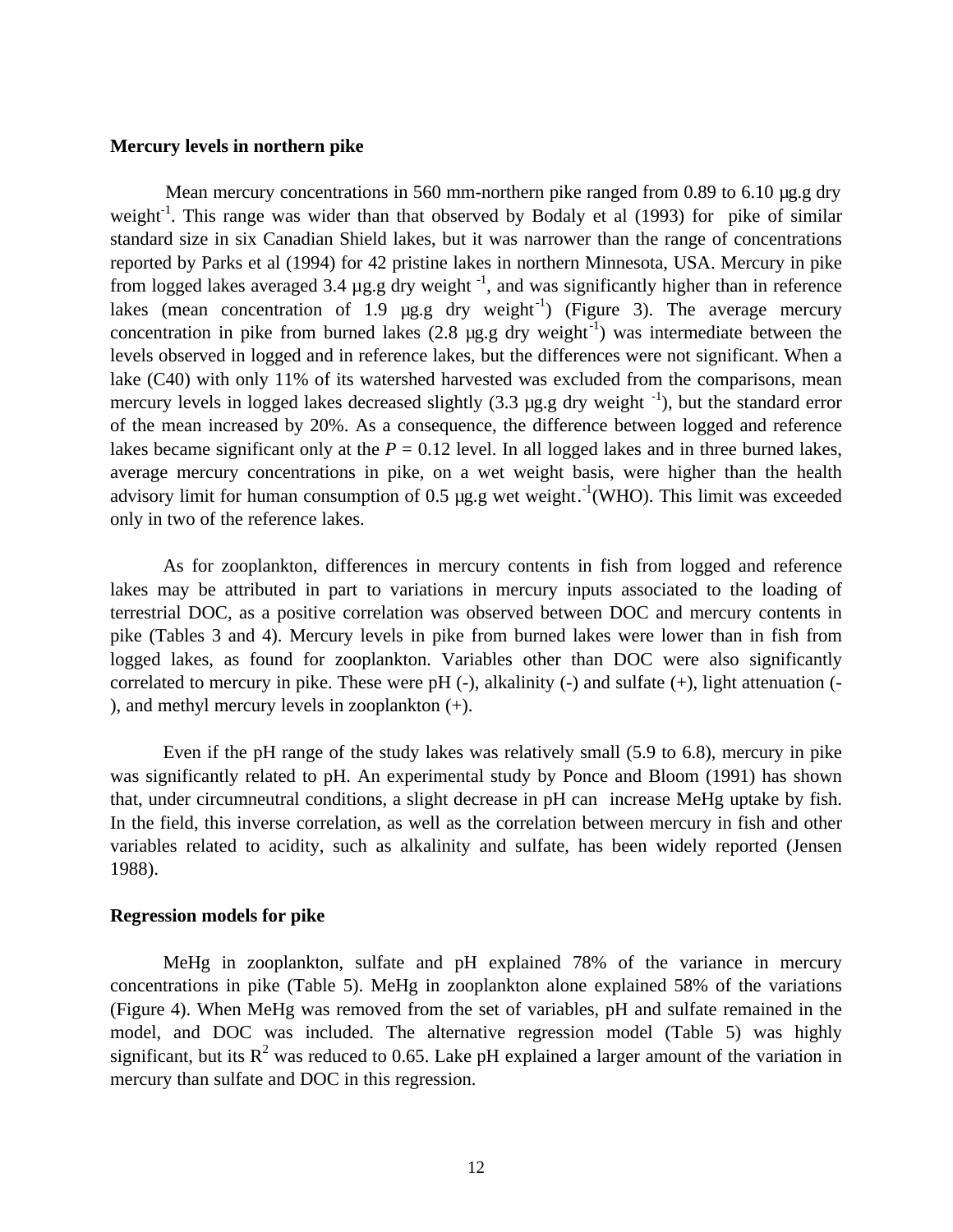## Mercury levels in northern pike

Mean mercury concentrations in 560 mm-northern pike ranged from 0.89 to 6.10 µg.g dry weight$^{-1}$. This range was wider than that observed by Bodaly et al (1993) for pike of similar standard size in six Canadian Shield lakes, but it was narrower than the range of concentrations reported by Parks et al (1994) for 42 pristine lakes in northern Minnesota, USA. Mercury in pike from logged lakes averaged 3.4 µg.g dry weight $^{-1}$, and was significantly higher than in reference lakes (mean concentration of 1.9 µg.g dry weight$^{-1}$) (Figure 3). The average mercury concentration in pike from burned lakes (2.8 µg.g dry weight$^{-1}$) was intermediate between the levels observed in logged and in reference lakes, but the differences were not significant. When a lake (C40) with only 11% of its watershed harvested was excluded from the comparisons, mean mercury levels in logged lakes decreased slightly (3.3 µg.g dry weight $^{-1}$), but the standard error of the mean increased by 20%. As a consequence, the difference between logged and reference lakes became significant only at the $P = 0.12$ level. In all logged lakes and in three burned lakes, average mercury concentrations in pike, on a wet weight basis, were higher than the health advisory limit for human consumption of 0.5 µg.g wet weight.$^{-1}$(WHO). This limit was exceeded only in two of the reference lakes.

As for zooplankton, differences in mercury contents in fish from logged and reference lakes may be attributed in part to variations in mercury inputs associated to the loading of terrestrial DOC, as a positive correlation was observed between DOC and mercury contents in pike (Tables 3 and 4). Mercury levels in pike from burned lakes were lower than in fish from logged lakes, as found for zooplankton. Variables other than DOC were also significantly correlated to mercury in pike. These were pH (-), alkalinity (-) and sulfate (+), light attenuation (-), and methyl mercury levels in zooplankton (+).

Even if the pH range of the study lakes was relatively small (5.9 to 6.8), mercury in pike was significantly related to pH. An experimental study by Ponce and Bloom (1991) has shown that, under circumneutral conditions, a slight decrease in pH can increase MeHg uptake by fish. In the field, this inverse correlation, as well as the correlation between mercury in fish and other variables related to acidity, such as alkalinity and sulfate, has been widely reported (Jensen 1988).

## Regression models for pike

MeHg in zooplankton, sulfate and pH explained 78% of the variance in mercury concentrations in pike (Table 5). MeHg in zooplankton alone explained 58% of the variations (Figure 4). When MeHg was removed from the set of variables, pH and sulfate remained in the model, and DOC was included. The alternative regression model (Table 5) was highly significant, but its $R^2$ was reduced to 0.65. Lake pH explained a larger amount of the variation in mercury than sulfate and DOC in this regression.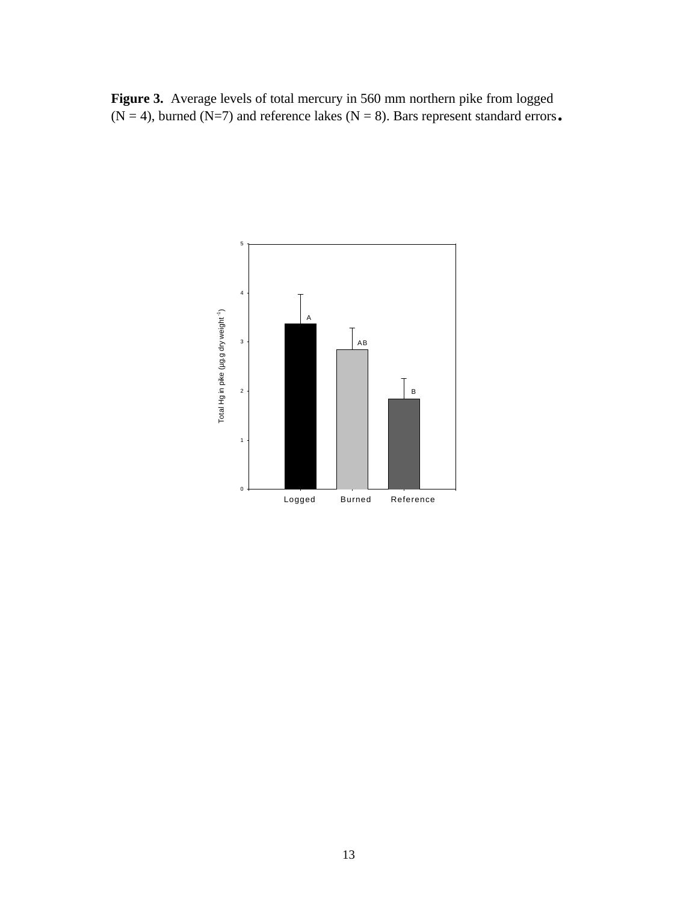**Figure 3.** Average levels of total mercury in 560 mm northern pike from logged (N = 4), burned (N=7) and reference lakes (N = 8). Bars represent standard errors.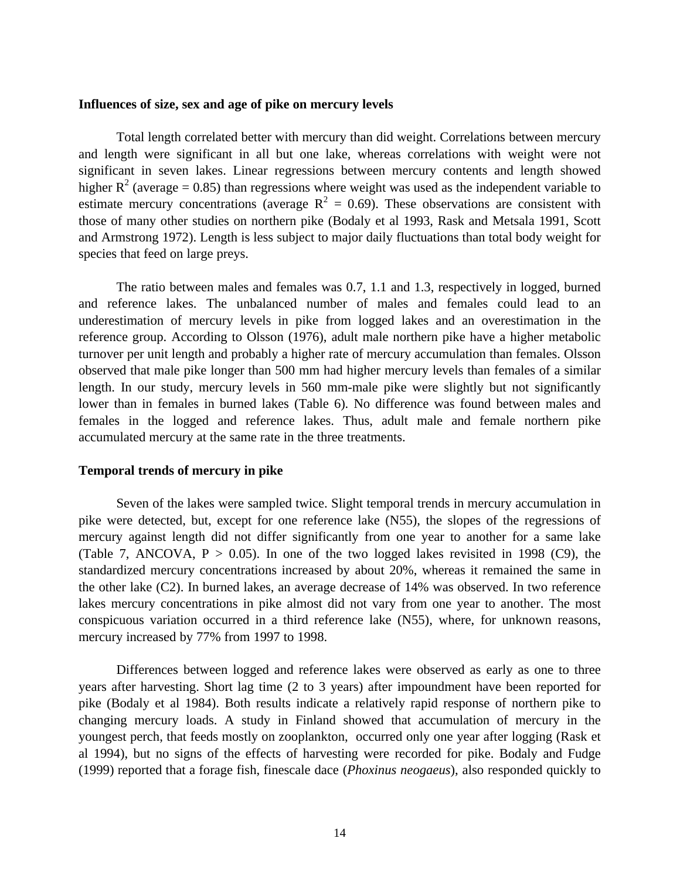**Influences of size, sex and age of pike on mercury levels**

Total length correlated better with mercury than did weight. Correlations between mercury and length were significant in all but one lake, whereas correlations with weight were not significant in seven lakes. Linear regressions between mercury contents and length showed higher $R^2$ (average = 0.85) than regressions where weight was used as the independent variable to estimate mercury concentrations (average $R^2$ = 0.69). These observations are consistent with those of many other studies on northern pike (Bodaly et al 1993, Rask and Metsala 1991, Scott and Armstrong 1972). Length is less subject to major daily fluctuations than total body weight for species that feed on large preys.

The ratio between males and females was 0.7, 1.1 and 1.3, respectively in logged, burned and reference lakes. The unbalanced number of males and females could lead to an underestimation of mercury levels in pike from logged lakes and an overestimation in the reference group. According to Olsson (1976), adult male northern pike have a higher metabolic turnover per unit length and probably a higher rate of mercury accumulation than females. Olsson observed that male pike longer than 500 mm had higher mercury levels than females of a similar length. In our study, mercury levels in 560 mm-male pike were slightly but not significantly lower than in females in burned lakes (Table 6). No difference was found between males and females in the logged and reference lakes. Thus, adult male and female northern pike accumulated mercury at the same rate in the three treatments.

**Temporal trends of mercury in pike**

Seven of the lakes were sampled twice. Slight temporal trends in mercury accumulation in pike were detected, but, except for one reference lake (N55), the slopes of the regressions of mercury against length did not differ significantly from one year to another for a same lake (Table 7, ANCOVA, $P > 0.05$). In one of the two logged lakes revisited in 1998 (C9), the standardized mercury concentrations increased by about 20%, whereas it remained the same in the other lake (C2). In burned lakes, an average decrease of 14% was observed. In two reference lakes mercury concentrations in pike almost did not vary from one year to another. The most conspicuous variation occurred in a third reference lake (N55), where, for unknown reasons, mercury increased by 77% from 1997 to 1998.

Differences between logged and reference lakes were observed as early as one to three years after harvesting. Short lag time (2 to 3 years) after impoundment have been reported for pike (Bodaly et al 1984). Both results indicate a relatively rapid response of northern pike to changing mercury loads. A study in Finland showed that accumulation of mercury in the youngest perch, that feeds mostly on zooplankton, occurred only one year after logging (Rask et al 1994), but no signs of the effects of harvesting were recorded for pike. Bodaly and Fudge (1999) reported that a forage fish, finescale dace (*Phoxinus neogaeus*), also responded quickly to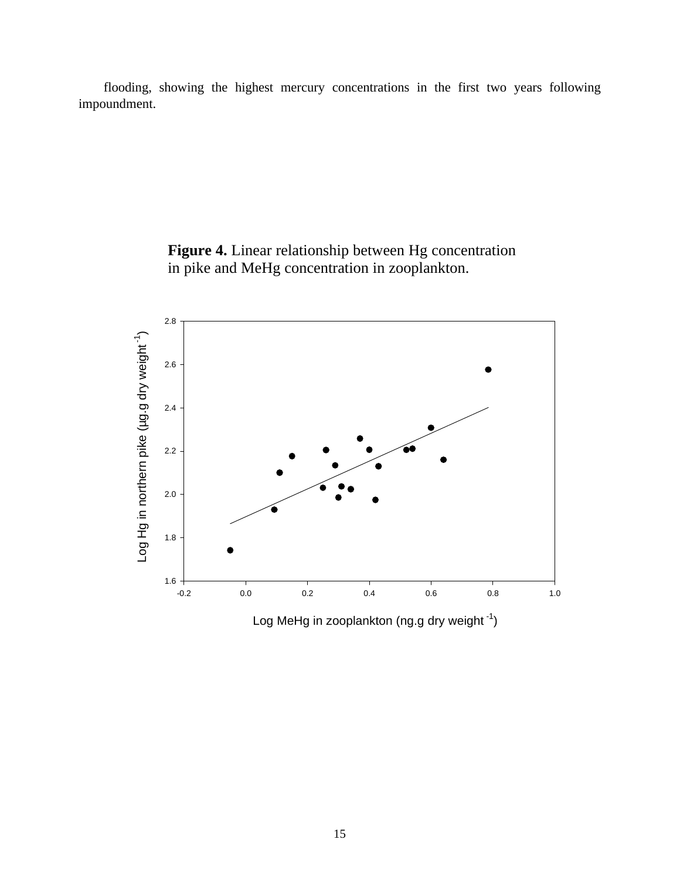flooding, showing the highest mercury concentrations in the first two years following impoundment.

**Figure 4.** Linear relationship between Hg concentration in pike and MeHg concentration in zooplankton.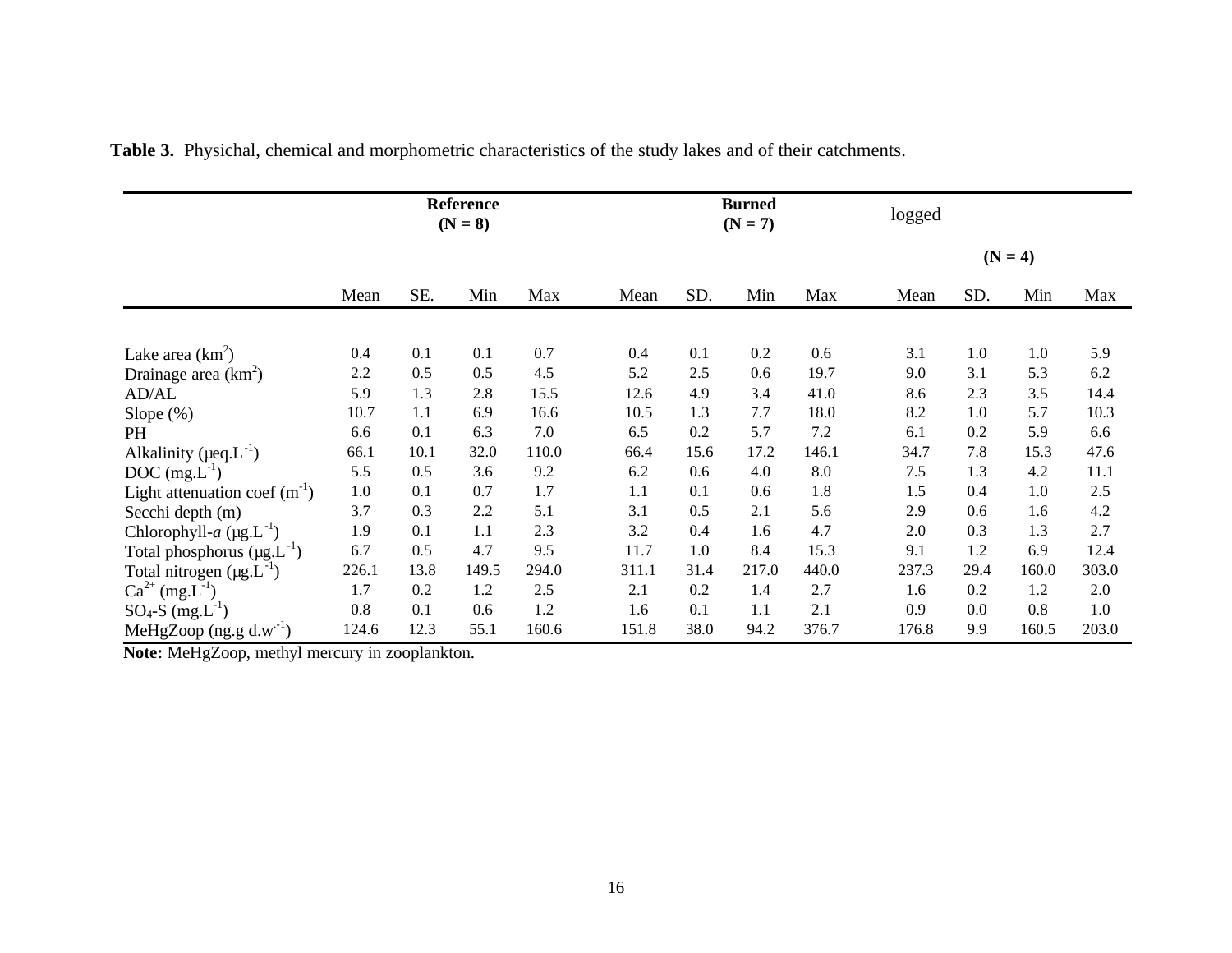**Table 3.** Physichal, chemical and morphometric characteristics of the study lakes and of their catchments.

| | **Reference (N = 8)** | | | | **Burned (N = 7)** | | | | logged **(N = 4)** | | | |
|---|---|---|---|---|---|---|---|---|---|---|---|---|
| | Mean | SE. | Min | Max | Mean | SD. | Min | Max | Mean | SD. | Min | Max |
| Lake area ($km^2$) | 0.4 | 0.1 | 0.1 | 0.7 | 0.4 | 0.1 | 0.2 | 0.6 | 3.1 | 1.0 | 1.0 | 5.9 |
| Drainage area ($km^2$) | 2.2 | 0.5 | 0.5 | 4.5 | 5.2 | 2.5 | 0.6 | 19.7 | 9.0 | 3.1 | 5.3 | 6.2 |
| AD/AL | 5.9 | 1.3 | 2.8 | 15.5 | 12.6 | 4.9 | 3.4 | 41.0 | 8.6 | 2.3 | 3.5 | 14.4 |
| Slope (%) | 10.7 | 1.1 | 6.9 | 16.6 | 10.5 | 1.3 | 7.7 | 18.0 | 8.2 | 1.0 | 5.7 | 10.3 |
| PH | 6.6 | 0.1 | 6.3 | 7.0 | 6.5 | 0.2 | 5.7 | 7.2 | 6.1 | 0.2 | 5.9 | 6.6 |
| Alkalinity (µeq.$L^{-1}$) | 66.1 | 10.1 | 32.0 | 110.0 | 66.4 | 15.6 | 17.2 | 146.1 | 34.7 | 7.8 | 15.3 | 47.6 |
| DOC (mg.$L^{-1}$) | 5.5 | 0.5 | 3.6 | 9.2 | 6.2 | 0.6 | 4.0 | 8.0 | 7.5 | 1.3 | 4.2 | 11.1 |
| Light attenuation coef ($m^{-1}$) | 1.0 | 0.1 | 0.7 | 1.7 | 1.1 | 0.1 | 0.6 | 1.8 | 1.5 | 0.4 | 1.0 | 2.5 |
| Secchi depth (m) | 3.7 | 0.3 | 2.2 | 5.1 | 3.1 | 0.5 | 2.1 | 5.6 | 2.9 | 0.6 | 1.6 | 4.2 |
| Chlorophyll-*a* (µg.$L^{-1}$) | 1.9 | 0.1 | 1.1 | 2.3 | 3.2 | 0.4 | 1.6 | 4.7 | 2.0 | 0.3 | 1.3 | 2.7 |
| Total phosphorus (µg.$L^{-1}$) | 6.7 | 0.5 | 4.7 | 9.5 | 11.7 | 1.0 | 8.4 | 15.3 | 9.1 | 1.2 | 6.9 | 12.4 |
| Total nitrogen (µg.$L^{-1}$) | 226.1 | 13.8 | 149.5 | 294.0 | 311.1 | 31.4 | 217.0 | 440.0 | 237.3 | 29.4 | 160.0 | 303.0 |
| $Ca^{2+}$ (mg.$L^{-1}$) | 1.7 | 0.2 | 1.2 | 2.5 | 2.1 | 0.2 | 1.4 | 2.7 | 1.6 | 0.2 | 1.2 | 2.0 |
| $SO_4$-S (mg.$L^{-1}$) | 0.8 | 0.1 | 0.6 | 1.2 | 1.6 | 0.1 | 1.1 | 2.1 | 0.9 | 0.0 | 0.8 | 1.0 |
| MeHgZoop (ng.g d.$w^{-1}$) | 124.6 | 12.3 | 55.1 | 160.6 | 151.8 | 38.0 | 94.2 | 376.7 | 176.8 | 9.9 | 160.5 | 203.0 |

**Note:** MeHgZoop, methyl mercury in zooplankton.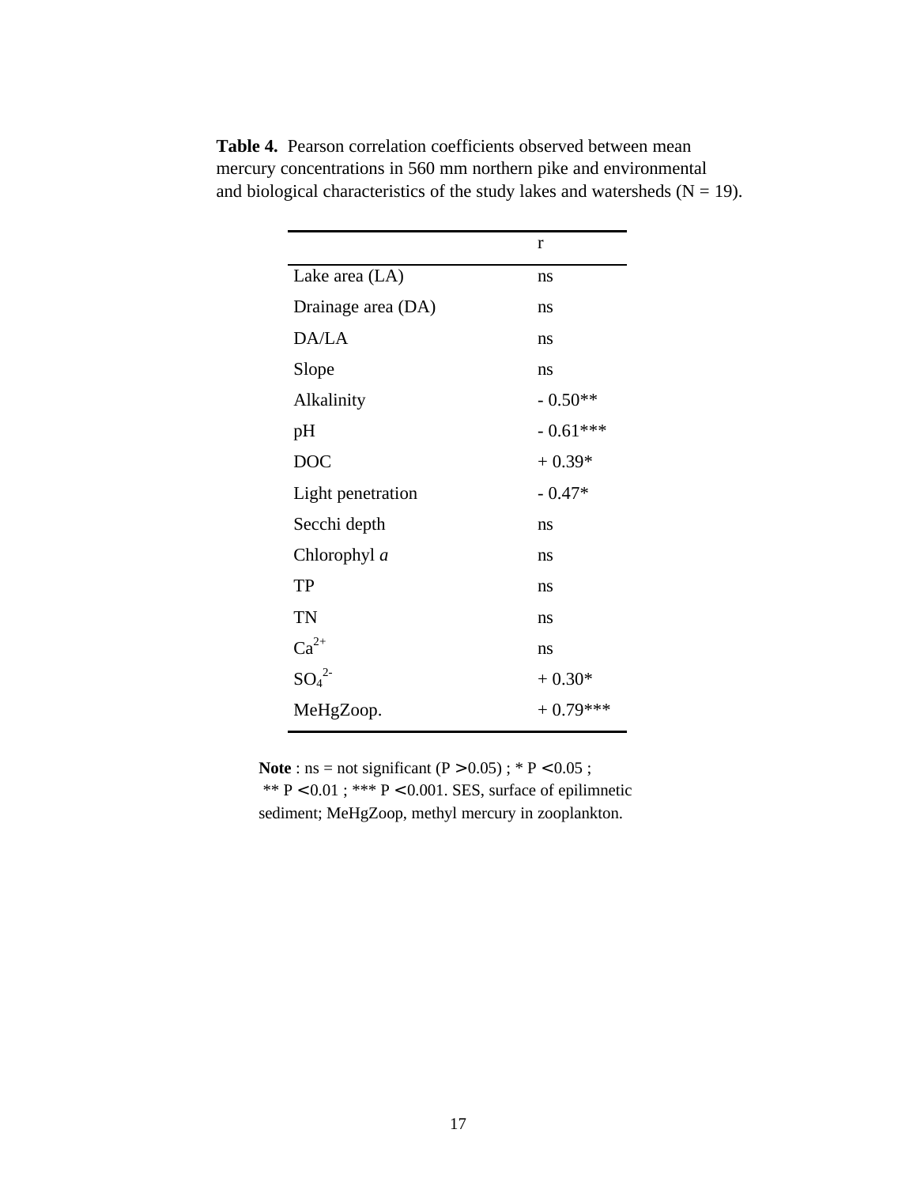**Table 4.** Pearson correlation coefficients observed between mean mercury concentrations in 560 mm northern pike and environmental and biological characteristics of the study lakes and watersheds (N = 19).

| | r |
|---|---|
| Lake area (LA) | ns |
| Drainage area (DA) | ns |
| DA/LA | ns |
| Slope | ns |
| Alkalinity | - 0.50** |
| pH | - 0.61*** |
| DOC | + 0.39* |
| Light penetration | - 0.47* |
| Secchi depth | ns |
| Chlorophyl *a* | ns |
| TP | ns |
| TN | ns |
| $Ca^{2+}$ | ns |
| $SO_4^{2-}$ | + 0.30* |
| MeHgZoop. | + 0.79*** |

**Note** : ns = not significant ($P > 0.05$) ; * $P < 0.05$ ; ** $P < 0.01$ ; *** $P < 0.001$. SES, surface of epilimnetic sediment; MeHgZoop, methyl mercury in zooplankton.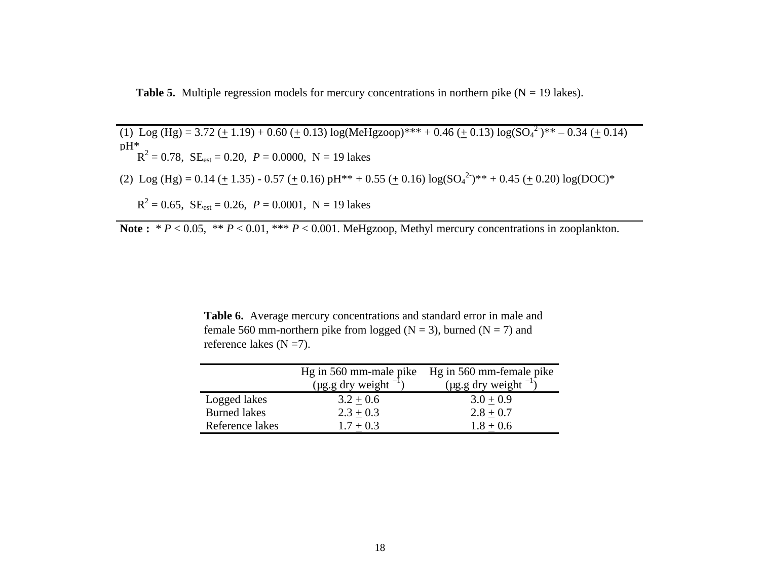**Table 5.** Multiple regression models for mercury concentrations in northern pike (N = 19 lakes).

(1) Log (Hg) = 3.72 ($\pm$ 1.19) + 0.60 ($\pm$ 0.13) log(MeHgzoop)*** + 0.46 ($\pm$ 0.13) log($SO_4^{2-}$)** – 0.34 ($\pm$ 0.14) pH*

$R^2$ = 0.78, $SE_{est}$ = 0.20, *P* = 0.0000, N = 19 lakes

(2) Log (Hg) = 0.14 ($\pm$ 1.35) - 0.57 ($\pm$ 0.16) pH** + 0.55 ($\pm$ 0.16) log($SO_4^{2-}$)** + 0.45 ($\pm$ 0.20) log(DOC)*

$R^2$ = 0.65, $SE_{est}$ = 0.26, *P* = 0.0001, N = 19 lakes

**Note :** * *P* < 0.05, ** *P* < 0.01, *** *P* < 0.001. MeHgzoop, Methyl mercury concentrations in zooplankton.

**Table 6.** Average mercury concentrations and standard error in male and female 560 mm-northern pike from logged (N = 3), burned (N = 7) and reference lakes (N =7).

| | Hg in 560 mm-male pike (μg.g dry weight $^{-1}$) | Hg in 560 mm-female pike (μg.g dry weight $^{-1}$) |
|---|---|---|
| Logged lakes | 3.2 $\pm$ 0.6 | 3.0 $\pm$ 0.9 |
| Burned lakes | 2.3 $\pm$ 0.3 | 2.8 $\pm$ 0.7 |
| Reference lakes | 1.7 $\pm$ 0.3 | 1.8 $\pm$ 0.6 |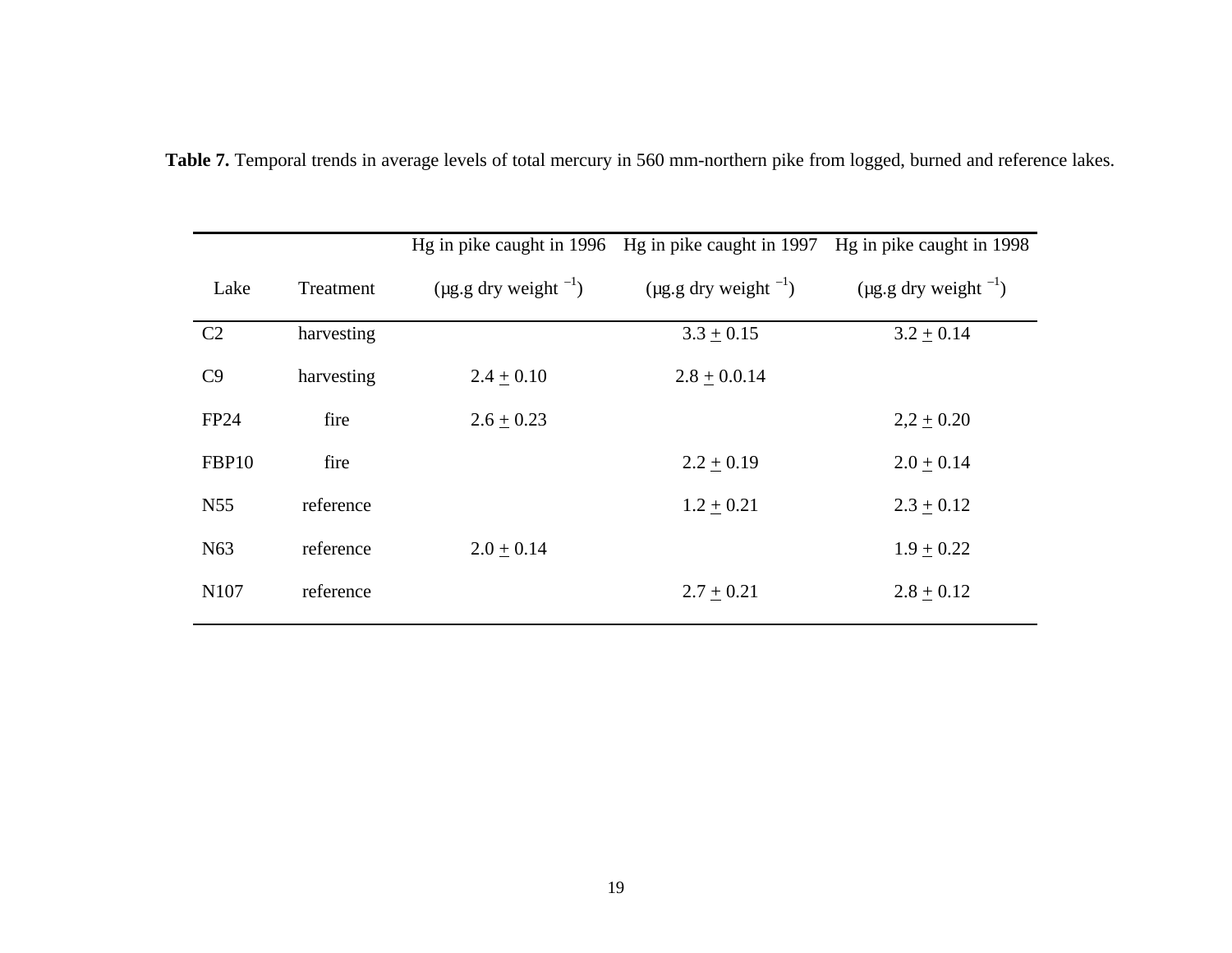**Table 7.** Temporal trends in average levels of total mercury in 560 mm-northern pike from logged, burned and reference lakes.

| Lake | Treatment | Hg in pike caught in 1996 (µg.g dry weight $^{-1}$) | Hg in pike caught in 1997 (µg.g dry weight $^{-1}$) | Hg in pike caught in 1998 (µg.g dry weight $^{-1}$) |
|---|---|---|---|---|
| C2 | harvesting | | 3.3 $\pm$ 0.15 | 3.2 $\pm$ 0.14 |
| C9 | harvesting | 2.4 $\pm$ 0.10 | 2.8 $\pm$ 0.0.14 | |
| FP24 | fire | 2.6 $\pm$ 0.23 | | 2,2 $\pm$ 0.20 |
| FBP10 | fire | | 2.2 $\pm$ 0.19 | 2.0 $\pm$ 0.14 |
| N55 | reference | | 1.2 $\pm$ 0.21 | 2.3 $\pm$ 0.12 |
| N63 | reference | 2.0 $\pm$ 0.14 | | 1.9 $\pm$ 0.22 |
| N107 | reference | | 2.7 $\pm$ 0.21 | 2.8 $\pm$ 0.12 |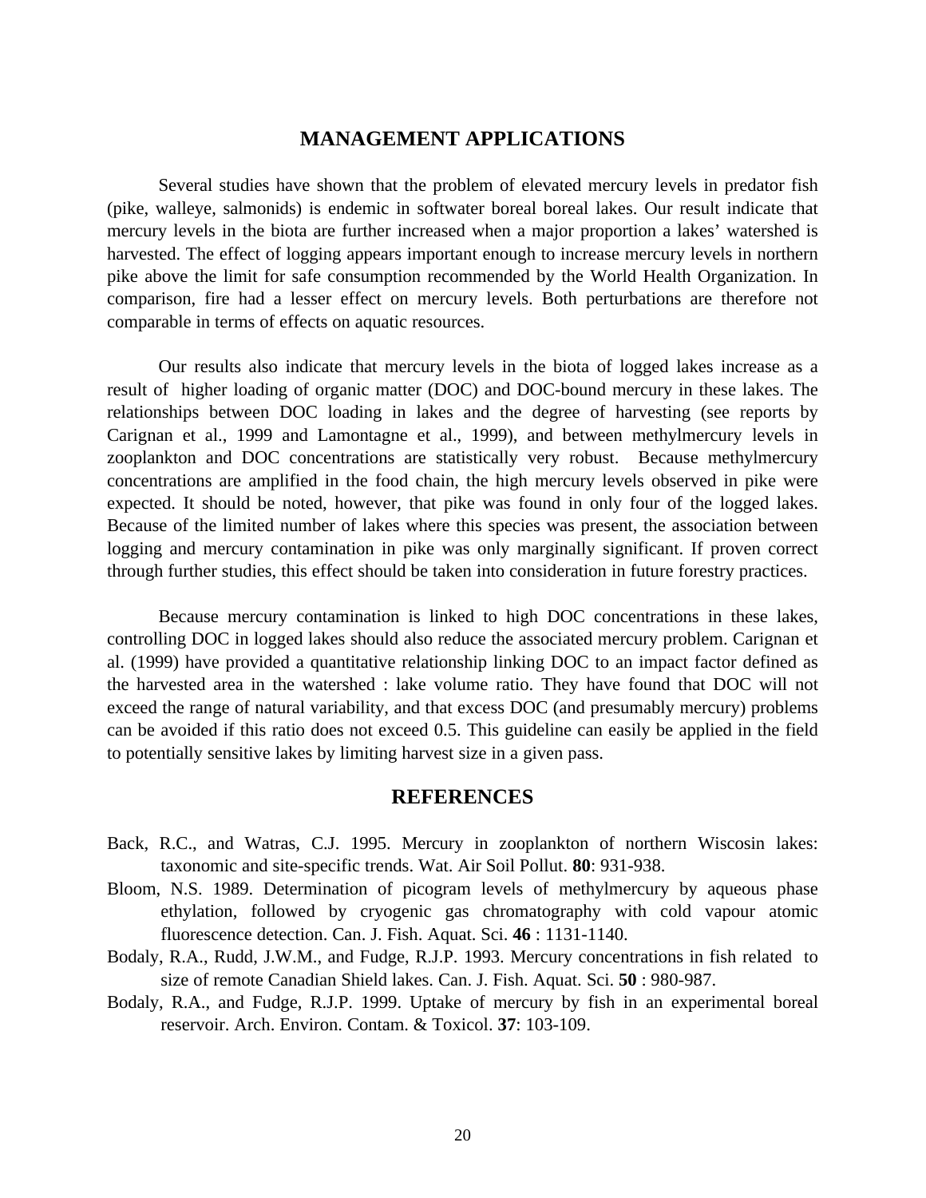## MANAGEMENT APPLICATIONS

Several studies have shown that the problem of elevated mercury levels in predator fish (pike, walleye, salmonids) is endemic in softwater boreal boreal lakes. Our result indicate that mercury levels in the biota are further increased when a major proportion a lakes' watershed is harvested. The effect of logging appears important enough to increase mercury levels in northern pike above the limit for safe consumption recommended by the World Health Organization. In comparison, fire had a lesser effect on mercury levels. Both perturbations are therefore not comparable in terms of effects on aquatic resources.

Our results also indicate that mercury levels in the biota of logged lakes increase as a result of higher loading of organic matter (DOC) and DOC-bound mercury in these lakes. The relationships between DOC loading in lakes and the degree of harvesting (see reports by Carignan et al., 1999 and Lamontagne et al., 1999), and between methylmercury levels in zooplankton and DOC concentrations are statistically very robust. Because methylmercury concentrations are amplified in the food chain, the high mercury levels observed in pike were expected. It should be noted, however, that pike was found in only four of the logged lakes. Because of the limited number of lakes where this species was present, the association between logging and mercury contamination in pike was only marginally significant. If proven correct through further studies, this effect should be taken into consideration in future forestry practices.

Because mercury contamination is linked to high DOC concentrations in these lakes, controlling DOC in logged lakes should also reduce the associated mercury problem. Carignan et al. (1999) have provided a quantitative relationship linking DOC to an impact factor defined as the harvested area in the watershed : lake volume ratio. They have found that DOC will not exceed the range of natural variability, and that excess DOC (and presumably mercury) problems can be avoided if this ratio does not exceed 0.5. This guideline can easily be applied in the field to potentially sensitive lakes by limiting harvest size in a given pass.

## REFERENCES

Back, R.C., and Watras, C.J. 1995. Mercury in zooplankton of northern Wiscosin lakes: taxonomic and site-specific trends. Wat. Air Soil Pollut. **80**: 931-938.

Bloom, N.S. 1989. Determination of picogram levels of methylmercury by aqueous phase ethylation, followed by cryogenic gas chromatography with cold vapour atomic fluorescence detection. Can. J. Fish. Aquat. Sci. **46** : 1131-1140.

Bodaly, R.A., Rudd, J.W.M., and Fudge, R.J.P. 1993. Mercury concentrations in fish related to size of remote Canadian Shield lakes. Can. J. Fish. Aquat. Sci. **50** : 980-987.

Bodaly, R.A., and Fudge, R.J.P. 1999. Uptake of mercury by fish in an experimental boreal reservoir. Arch. Environ. Contam. & Toxicol. **37**: 103-109.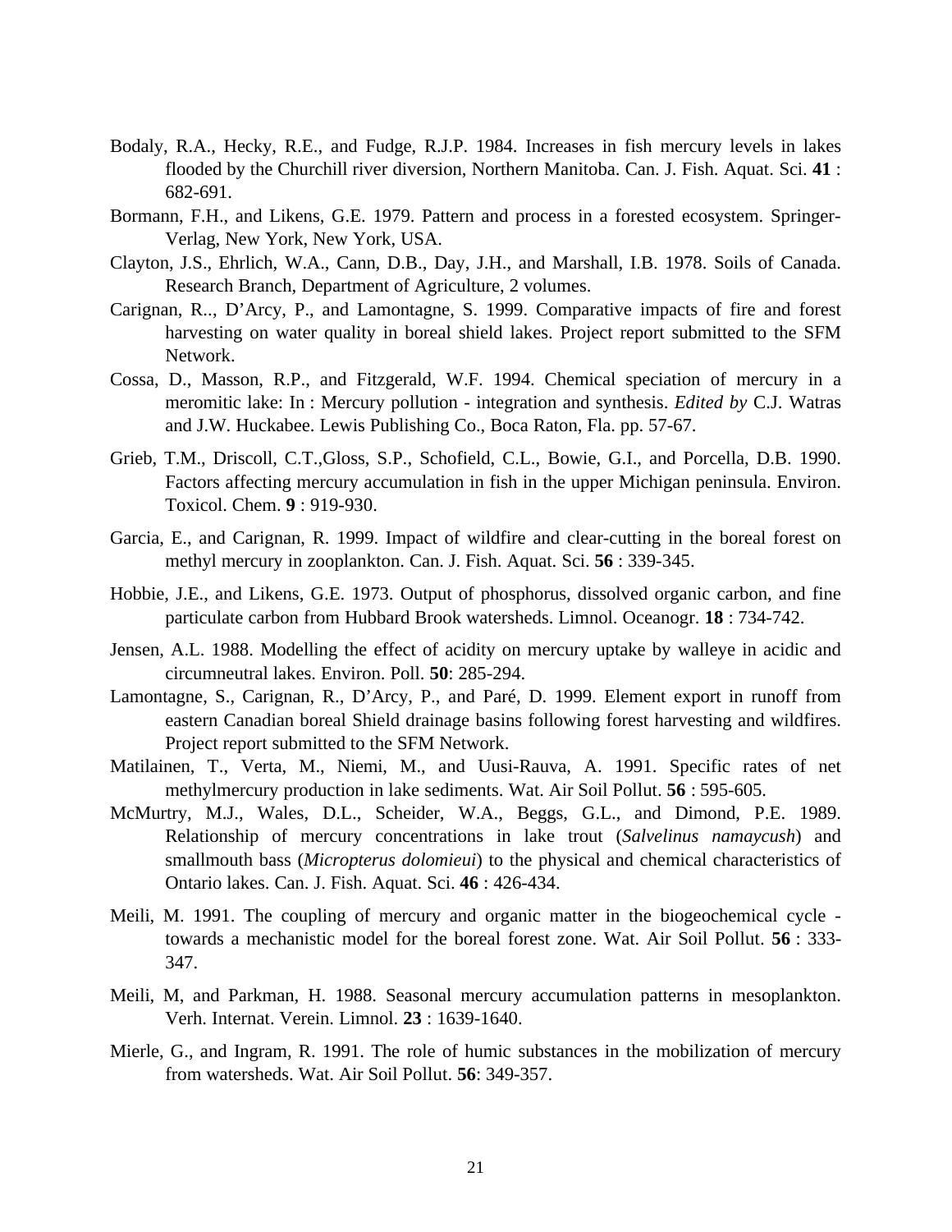Bodaly, R.A., Hecky, R.E., and Fudge, R.J.P. 1984. Increases in fish mercury levels in lakes flooded by the Churchill river diversion, Northern Manitoba. Can. J. Fish. Aquat. Sci. **41** : 682-691.

Bormann, F.H., and Likens, G.E. 1979. Pattern and process in a forested ecosystem. Springer-Verlag, New York, New York, USA.

Clayton, J.S., Ehrlich, W.A., Cann, D.B., Day, J.H., and Marshall, I.B. 1978. Soils of Canada. Research Branch, Department of Agriculture, 2 volumes.

Carignan, R.., D'Arcy, P., and Lamontagne, S. 1999. Comparative impacts of fire and forest harvesting on water quality in boreal shield lakes. Project report submitted to the SFM Network.

Cossa, D., Masson, R.P., and Fitzgerald, W.F. 1994. Chemical speciation of mercury in a meromitic lake: In : Mercury pollution - integration and synthesis. *Edited by* C.J. Watras and J.W. Huckabee. Lewis Publishing Co., Boca Raton, Fla. pp. 57-67.

Grieb, T.M., Driscoll, C.T.,Gloss, S.P., Schofield, C.L., Bowie, G.I., and Porcella, D.B. 1990. Factors affecting mercury accumulation in fish in the upper Michigan peninsula. Environ. Toxicol. Chem. **9** : 919-930.

Garcia, E., and Carignan, R. 1999. Impact of wildfire and clear-cutting in the boreal forest on methyl mercury in zooplankton. Can. J. Fish. Aquat. Sci. **56** : 339-345.

Hobbie, J.E., and Likens, G.E. 1973. Output of phosphorus, dissolved organic carbon, and fine particulate carbon from Hubbard Brook watersheds. Limnol. Oceanogr. **18** : 734-742.

Jensen, A.L. 1988. Modelling the effect of acidity on mercury uptake by walleye in acidic and circumneutral lakes. Environ. Poll. **50**: 285-294.

Lamontagne, S., Carignan, R., D'Arcy, P., and Paré, D. 1999. Element export in runoff from eastern Canadian boreal Shield drainage basins following forest harvesting and wildfires. Project report submitted to the SFM Network.

Matilainen, T., Verta, M., Niemi, M., and Uusi-Rauva, A. 1991. Specific rates of net methylmercury production in lake sediments. Wat. Air Soil Pollut. **56** : 595-605.

McMurtry, M.J., Wales, D.L., Scheider, W.A., Beggs, G.L., and Dimond, P.E. 1989. Relationship of mercury concentrations in lake trout (*Salvelinus namaycush*) and smallmouth bass (*Micropterus dolomieui*) to the physical and chemical characteristics of Ontario lakes. Can. J. Fish. Aquat. Sci. **46** : 426-434.

Meili, M. 1991. The coupling of mercury and organic matter in the biogeochemical cycle - towards a mechanistic model for the boreal forest zone. Wat. Air Soil Pollut. **56** : 333-347.

Meili, M, and Parkman, H. 1988. Seasonal mercury accumulation patterns in mesoplankton. Verh. Internat. Verein. Limnol. **23** : 1639-1640.

Mierle, G., and Ingram, R. 1991. The role of humic substances in the mobilization of mercury from watersheds. Wat. Air Soil Pollut. **56**: 349-357.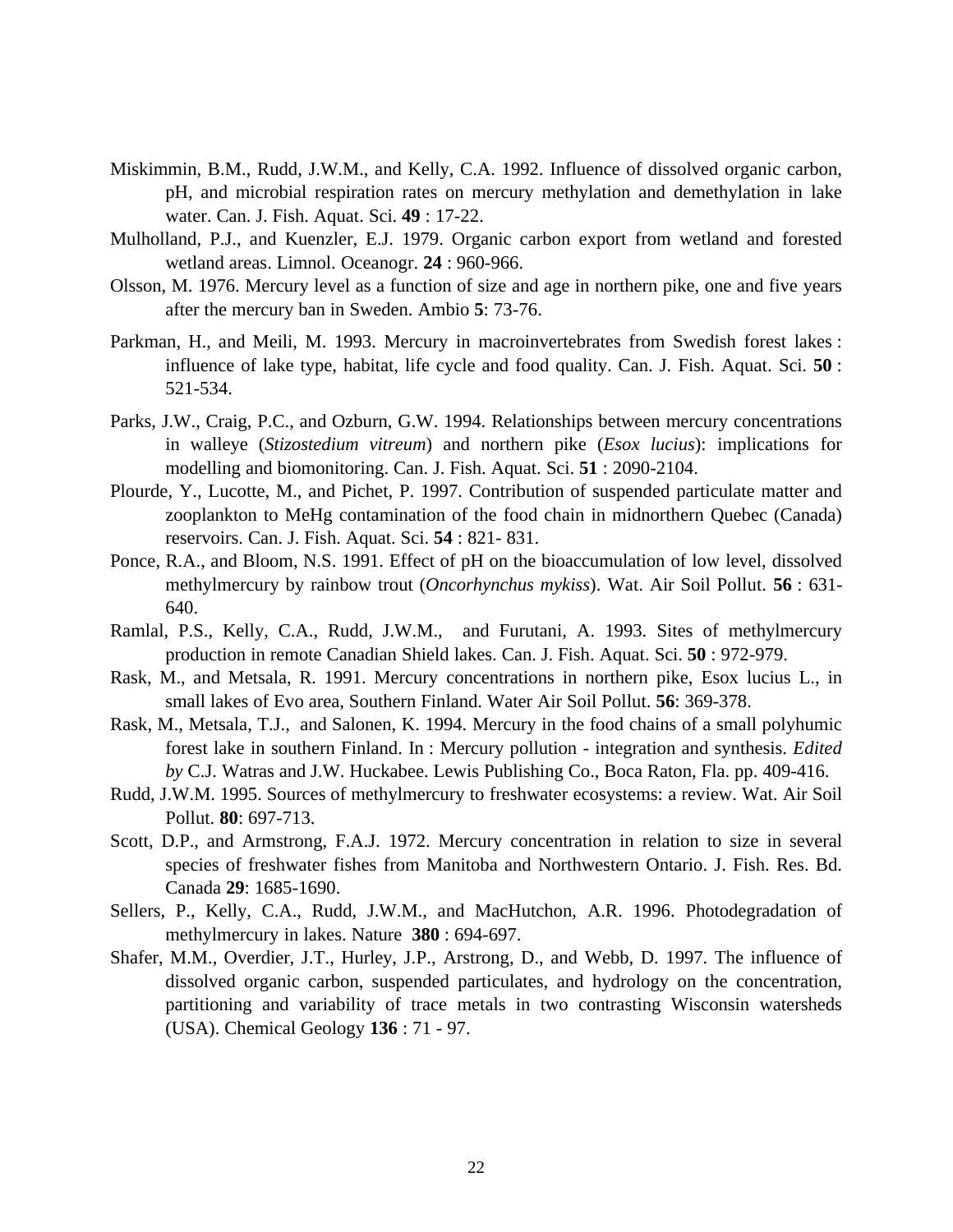Miskimmin, B.M., Rudd, J.W.M., and Kelly, C.A. 1992. Influence of dissolved organic carbon, pH, and microbial respiration rates on mercury methylation and demethylation in lake water. Can. J. Fish. Aquat. Sci. **49** : 17-22.

Mulholland, P.J., and Kuenzler, E.J. 1979. Organic carbon export from wetland and forested wetland areas. Limnol. Oceanogr. **24** : 960-966.

Olsson, M. 1976. Mercury level as a function of size and age in northern pike, one and five years after the mercury ban in Sweden. Ambio **5**: 73-76.

Parkman, H., and Meili, M. 1993. Mercury in macroinvertebrates from Swedish forest lakes : influence of lake type, habitat, life cycle and food quality. Can. J. Fish. Aquat. Sci. **50** : 521-534.

Parks, J.W., Craig, P.C., and Ozburn, G.W. 1994. Relationships between mercury concentrations in walleye (*Stizostedium vitreum*) and northern pike (*Esox lucius*): implications for modelling and biomonitoring. Can. J. Fish. Aquat. Sci. **51** : 2090-2104.

Plourde, Y., Lucotte, M., and Pichet, P. 1997. Contribution of suspended particulate matter and zooplankton to MeHg contamination of the food chain in midnorthern Quebec (Canada) reservoirs. Can. J. Fish. Aquat. Sci. **54** : 821- 831.

Ponce, R.A., and Bloom, N.S. 1991. Effect of pH on the bioaccumulation of low level, dissolved methylmercury by rainbow trout (*Oncorhynchus mykiss*). Wat. Air Soil Pollut. **56** : 631-640.

Ramlal, P.S., Kelly, C.A., Rudd, J.W.M., and Furutani, A. 1993. Sites of methylmercury production in remote Canadian Shield lakes. Can. J. Fish. Aquat. Sci. **50** : 972-979.

Rask, M., and Metsala, R. 1991. Mercury concentrations in northern pike, Esox lucius L., in small lakes of Evo area, Southern Finland. Water Air Soil Pollut. **56**: 369-378.

Rask, M., Metsala, T.J., and Salonen, K. 1994. Mercury in the food chains of a small polyhumic forest lake in southern Finland. In : Mercury pollution - integration and synthesis. *Edited by* C.J. Watras and J.W. Huckabee. Lewis Publishing Co., Boca Raton, Fla. pp. 409-416.

Rudd, J.W.M. 1995. Sources of methylmercury to freshwater ecosystems: a review. Wat. Air Soil Pollut. **80**: 697-713.

Scott, D.P., and Armstrong, F.A.J. 1972. Mercury concentration in relation to size in several species of freshwater fishes from Manitoba and Northwestern Ontario. J. Fish. Res. Bd. Canada **29**: 1685-1690.

Sellers, P., Kelly, C.A., Rudd, J.W.M., and MacHutchon, A.R. 1996. Photodegradation of methylmercury in lakes. Nature **380** : 694-697.

Shafer, M.M., Overdier, J.T., Hurley, J.P., Arstrong, D., and Webb, D. 1997. The influence of dissolved organic carbon, suspended particulates, and hydrology on the concentration, partitioning and variability of trace metals in two contrasting Wisconsin watersheds (USA). Chemical Geology **136** : 71 - 97.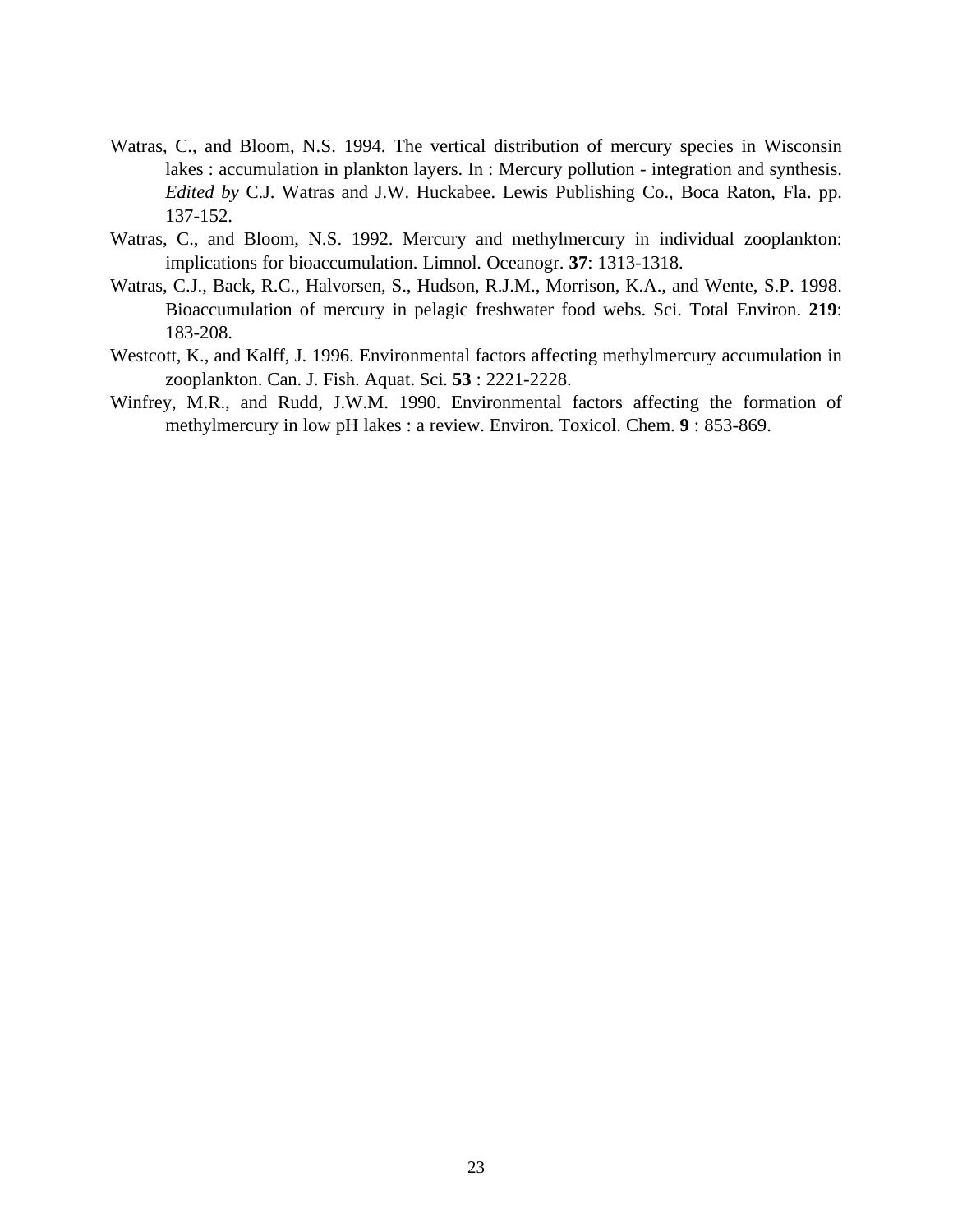Watras, C., and Bloom, N.S. 1994. The vertical distribution of mercury species in Wisconsin lakes : accumulation in plankton layers. In : Mercury pollution - integration and synthesis. *Edited by* C.J. Watras and J.W. Huckabee. Lewis Publishing Co., Boca Raton, Fla. pp. 137-152.

Watras, C., and Bloom, N.S. 1992. Mercury and methylmercury in individual zooplankton: implications for bioaccumulation. Limnol. Oceanogr. **37**: 1313-1318.

Watras, C.J., Back, R.C., Halvorsen, S., Hudson, R.J.M., Morrison, K.A., and Wente, S.P. 1998. Bioaccumulation of mercury in pelagic freshwater food webs. Sci. Total Environ. **219**: 183-208.

Westcott, K., and Kalff, J. 1996. Environmental factors affecting methylmercury accumulation in zooplankton. Can. J. Fish. Aquat. Sci. **53** : 2221-2228.

Winfrey, M.R., and Rudd, J.W.M. 1990. Environmental factors affecting the formation of methylmercury in low pH lakes : a review. Environ. Toxicol. Chem. **9** : 853-869.